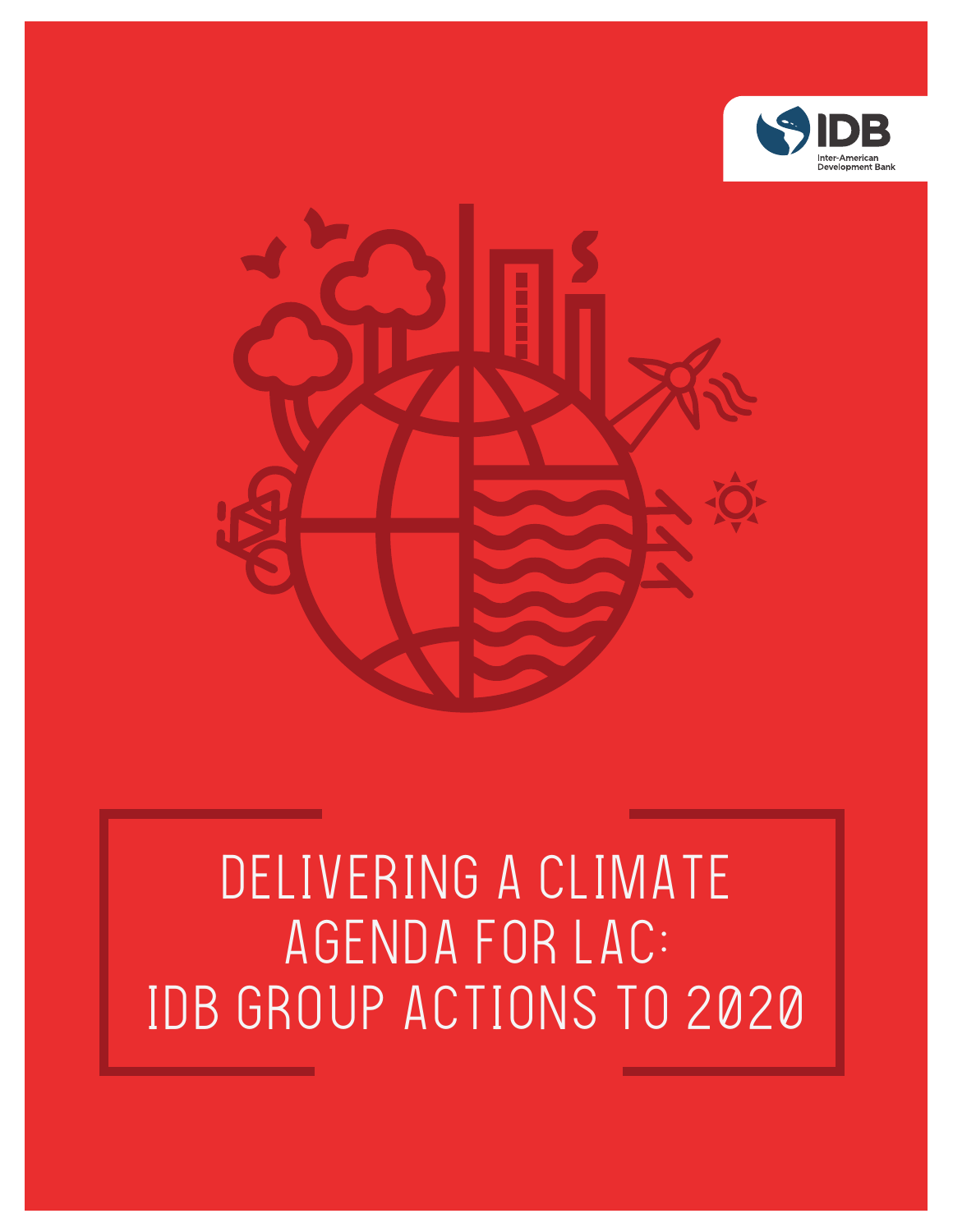IDB

Inter-American Development Bank

# DELIVERING A CLIMATE AGENDA FOR LAC: IDB GROUP ACTIONS TO 2020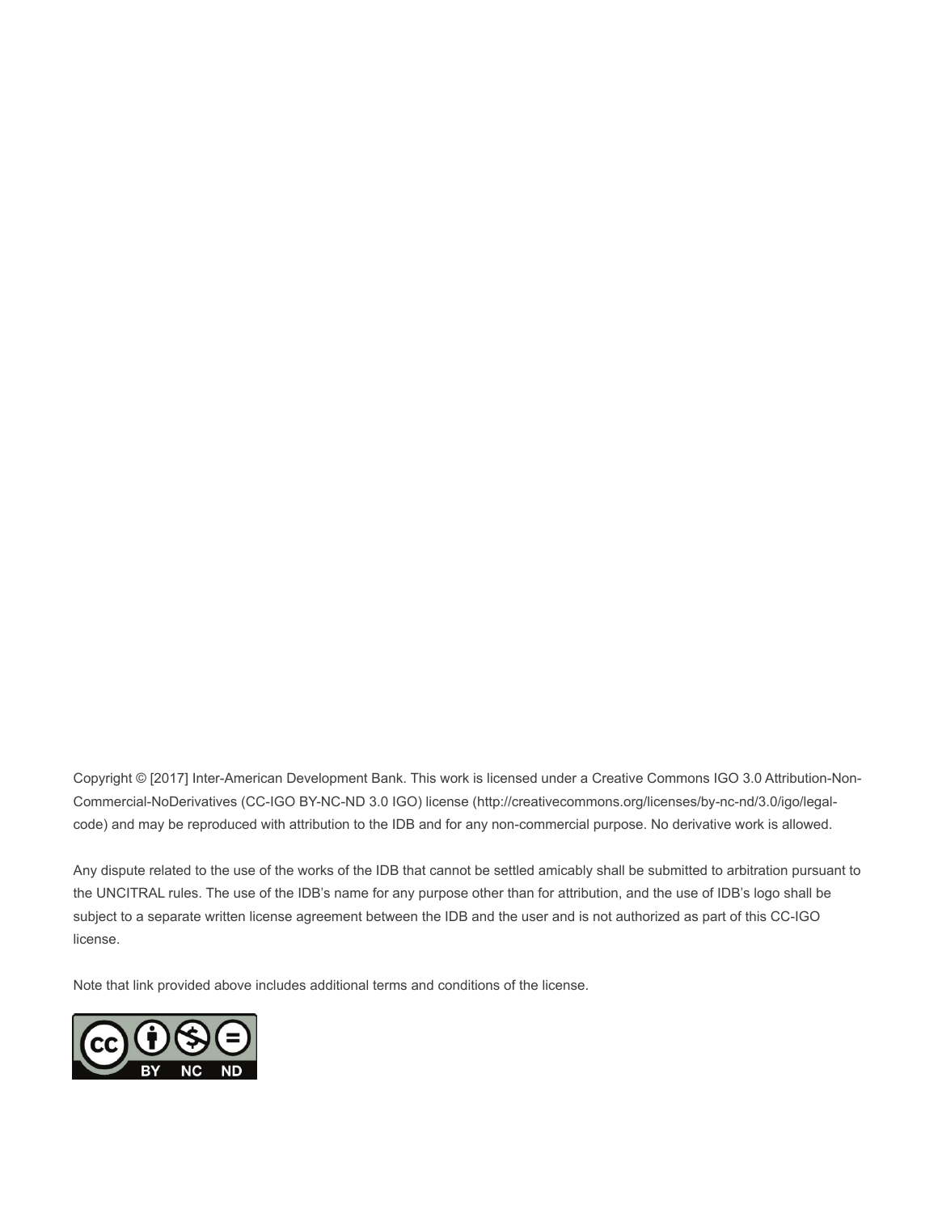Copyright © [2017] Inter-American Development Bank. This work is licensed under a Creative Commons IGO 3.0 Attribution-Non-Commercial-NoDerivatives (CC-IGO BY-NC-ND 3.0 IGO) license (http://creativecommons.org/licenses/by-nc-nd/3.0/igo/legalcode) and may be reproduced with attribution to the IDB and for any non-commercial purpose. No derivative work is allowed.

Any dispute related to the use of the works of the IDB that cannot be settled amicably shall be submitted to arbitration pursuant to the UNCITRAL rules. The use of the IDB's name for any purpose other than for attribution, and the use of IDB's logo shall be subject to a separate written license agreement between the IDB and the user and is not authorized as part of this CC-IGO license.

Note that link provided above includes additional terms and conditions of the license.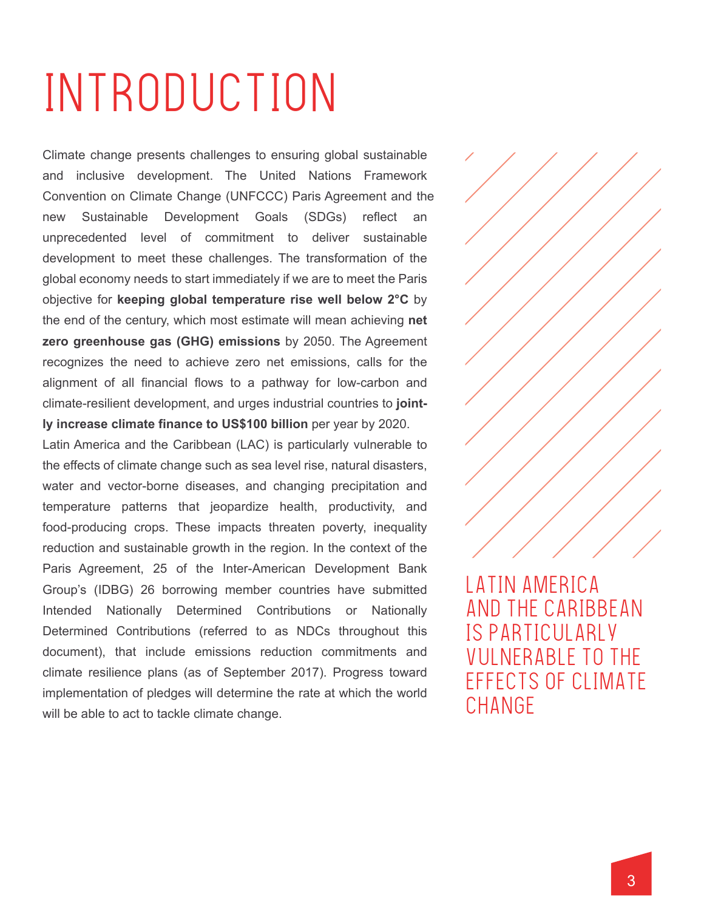# INTRODUCTION

Climate change presents challenges to ensuring global sustainable and inclusive development. The United Nations Framework Convention on Climate Change (UNFCCC) Paris Agreement and the new Sustainable Development Goals (SDGs) reflect an unprecedented level of commitment to deliver sustainable development to meet these challenges. The transformation of the global economy needs to start immediately if we are to meet the Paris objective for **keeping global temperature rise well below 2°C** by the end of the century, which most estimate will mean achieving **net zero greenhouse gas (GHG) emissions** by 2050. The Agreement recognizes the need to achieve zero net emissions, calls for the alignment of all financial flows to a pathway for low-carbon and climate-resilient development, and urges industrial countries to **jointly increase climate finance to US$100 billion** per year by 2020.

Latin America and the Caribbean (LAC) is particularly vulnerable to the effects of climate change such as sea level rise, natural disasters, water and vector-borne diseases, and changing precipitation and temperature patterns that jeopardize health, productivity, and food-producing crops. These impacts threaten poverty, inequality reduction and sustainable growth in the region. In the context of the Paris Agreement, 25 of the Inter-American Development Bank Group's (IDBG) 26 borrowing member countries have submitted Intended Nationally Determined Contributions or Nationally Determined Contributions (referred to as NDCs throughout this document), that include emissions reduction commitments and climate resilience plans (as of September 2017). Progress toward implementation of pledges will determine the rate at which the world will be able to act to tackle climate change.

LATIN AMERICA AND THE CARIBBEAN IS PARTICULARLY VULNERABLE TO THE EFFECTS OF CLIMATE CHANGE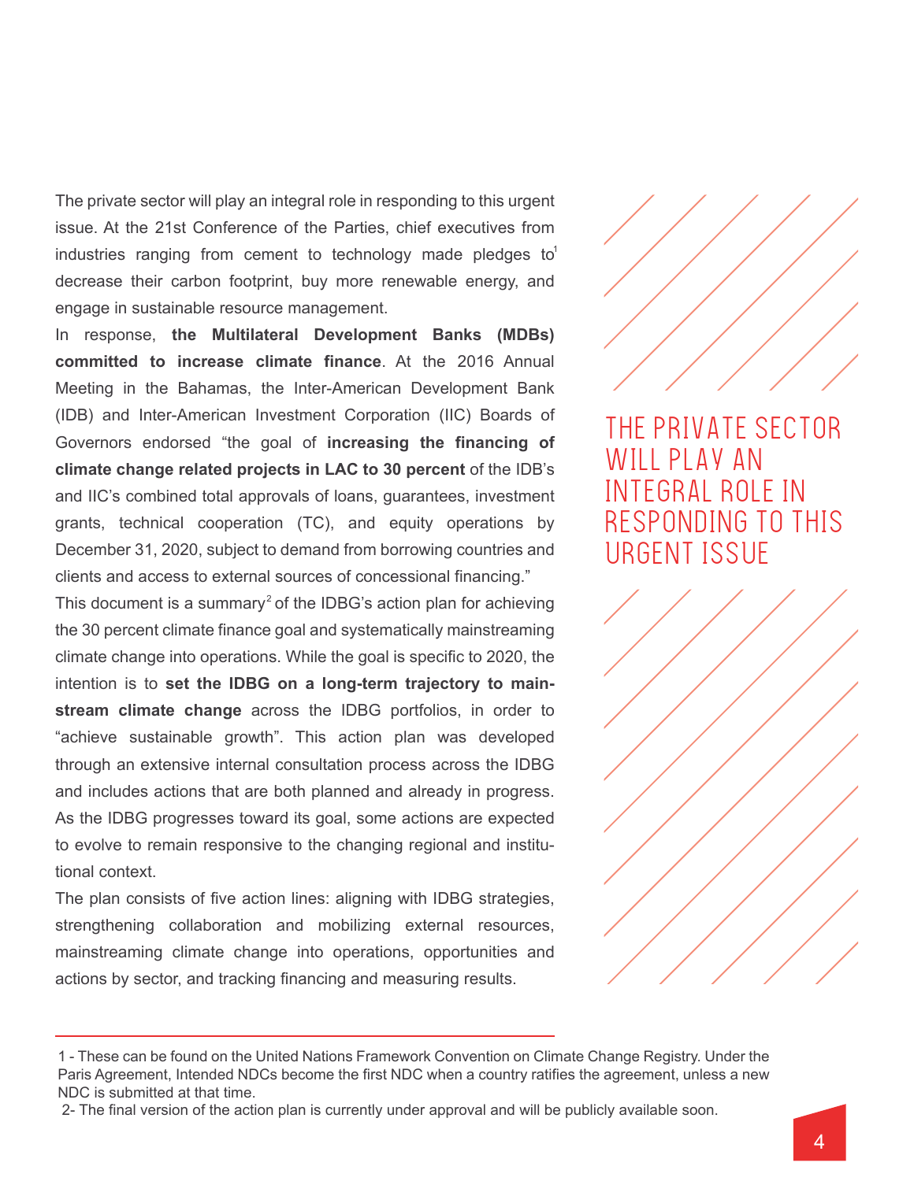The private sector will play an integral role in responding to this urgent issue. At the 21st Conference of the Parties, chief executives from industries ranging from cement to technology made pledges to[1] decrease their carbon footprint, buy more renewable energy, and engage in sustainable resource management.

In response, **the Multilateral Development Banks (MDBs) committed to increase climate finance**. At the 2016 Annual Meeting in the Bahamas, the Inter-American Development Bank (IDB) and Inter-American Investment Corporation (IIC) Boards of Governors endorsed “the goal of **increasing the financing of climate change related projects in LAC to 30 percent** of the IDB’s and IIC’s combined total approvals of loans, guarantees, investment grants, technical cooperation (TC), and equity operations by December 31, 2020, subject to demand from borrowing countries and clients and access to external sources of concessional financing.”

This document is a summary[2] of the IDBG’s action plan for achieving the 30 percent climate finance goal and systematically mainstreaming climate change into operations. While the goal is specific to 2020, the intention is to **set the IDBG on a long-term trajectory to mainstream climate change** across the IDBG portfolios, in order to “achieve sustainable growth”. This action plan was developed through an extensive internal consultation process across the IDBG and includes actions that are both planned and already in progress. As the IDBG progresses toward its goal, some actions are expected to evolve to remain responsive to the changing regional and institutional context.

The plan consists of five action lines: aligning with IDBG strategies, strengthening collaboration and mobilizing external resources, mainstreaming climate change into operations, opportunities and actions by sector, and tracking financing and measuring results.

## THE PRIVATE SECTOR WILL PLAY AN INTEGRAL ROLE IN RESPONDING TO THIS URGENT ISSUE

---

1 - These can be found on the United Nations Framework Convention on Climate Change Registry. Under the Paris Agreement, Intended NDCs become the first NDC when a country ratifies the agreement, unless a new NDC is submitted at that time.

2- The final version of the action plan is currently under approval and will be publicly available soon.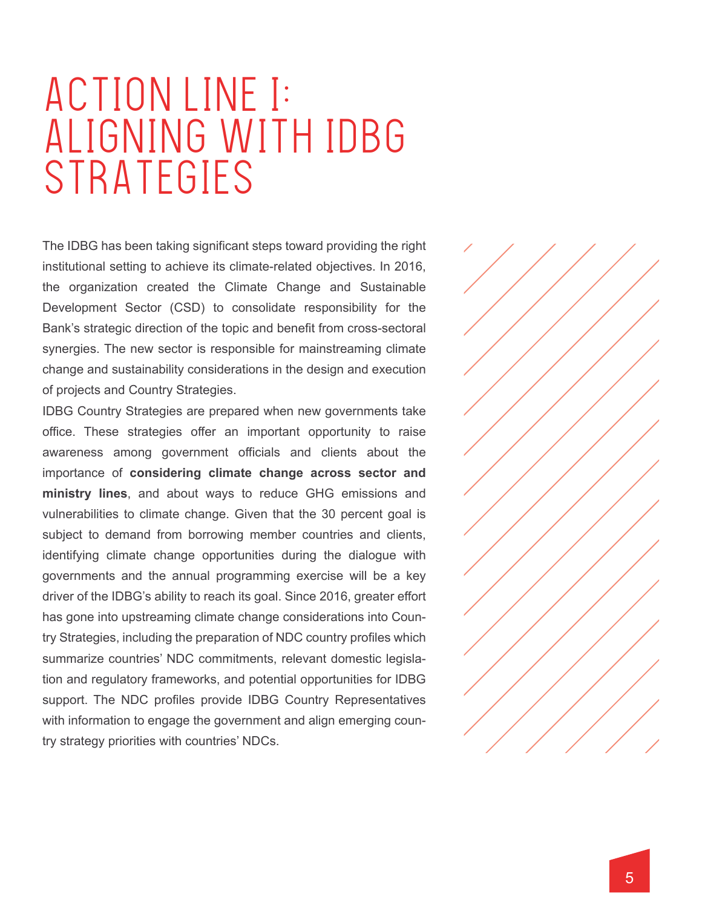# ACTION LINE I: ALIGNING WITH IDBG STRATEGIES

The IDBG has been taking significant steps toward providing the right institutional setting to achieve its climate-related objectives. In 2016, the organization created the Climate Change and Sustainable Development Sector (CSD) to consolidate responsibility for the Bank's strategic direction of the topic and benefit from cross-sectoral synergies. The new sector is responsible for mainstreaming climate change and sustainability considerations in the design and execution of projects and Country Strategies.

IDBG Country Strategies are prepared when new governments take office. These strategies offer an important opportunity to raise awareness among government officials and clients about the importance of **considering climate change across sector and ministry lines**, and about ways to reduce GHG emissions and vulnerabilities to climate change. Given that the 30 percent goal is subject to demand from borrowing member countries and clients, identifying climate change opportunities during the dialogue with governments and the annual programming exercise will be a key driver of the IDBG's ability to reach its goal. Since 2016, greater effort has gone into upstreaming climate change considerations into Country Strategies, including the preparation of NDC country profiles which summarize countries' NDC commitments, relevant domestic legislation and regulatory frameworks, and potential opportunities for IDBG support. The NDC profiles provide IDBG Country Representatives with information to engage the government and align emerging country strategy priorities with countries' NDCs.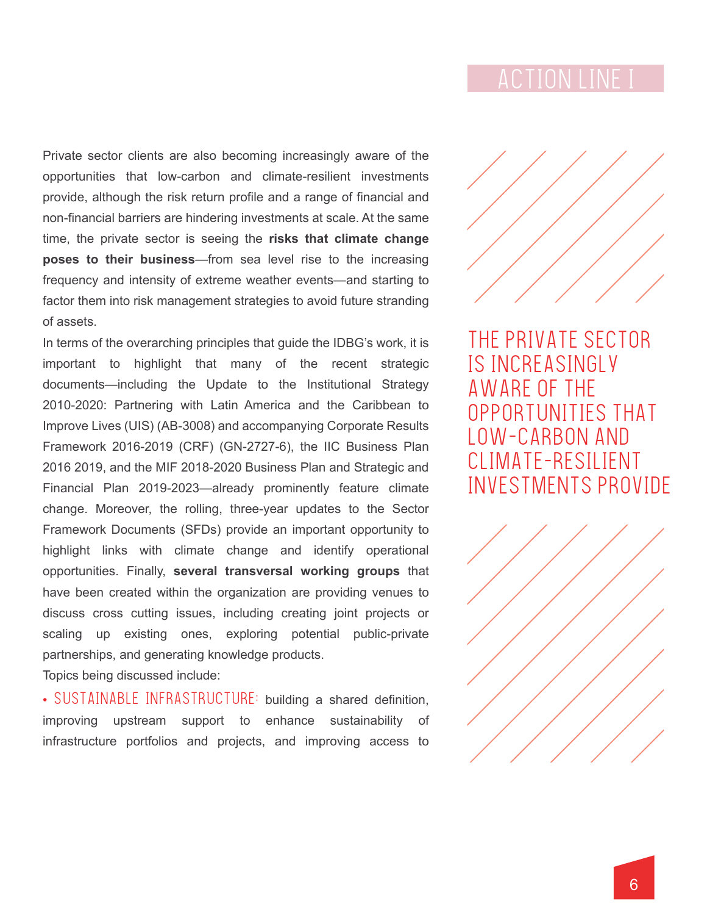Private sector clients are also becoming increasingly aware of the opportunities that low-carbon and climate-resilient investments provide, although the risk return profile and a range of financial and non-financial barriers are hindering investments at scale. At the same time, the private sector is seeing the **risks that climate change poses to their business**—from sea level rise to the increasing frequency and intensity of extreme weather events—and starting to factor them into risk management strategies to avoid future stranding of assets.

In terms of the overarching principles that guide the IDBG's work, it is important to highlight that many of the recent strategic documents—including the Update to the Institutional Strategy 2010-2020: Partnering with Latin America and the Caribbean to Improve Lives (UIS) (AB-3008) and accompanying Corporate Results Framework 2016-2019 (CRF) (GN-2727-6), the IIC Business Plan 2016 2019, and the MIF 2018-2020 Business Plan and Strategic and Financial Plan 2019-2023—already prominently feature climate change. Moreover, the rolling, three-year updates to the Sector Framework Documents (SFDs) provide an important opportunity to highlight links with climate change and identify operational opportunities. Finally, **several transversal working groups** that have been created within the organization are providing venues to discuss cross cutting issues, including creating joint projects or scaling up existing ones, exploring potential public-private partnerships, and generating knowledge products.

Topics being discussed include:

- SUSTAINABLE INFRASTRUCTURE: building a shared definition, improving upstream support to enhance sustainability of infrastructure portfolios and projects, and improving access to

THE PRIVATE SECTOR IS INCREASINGLY AWARE OF THE OPPORTUNITIES THAT LOW-CARBON AND CLIMATE-RESILIENT INVESTMENTS PROVIDE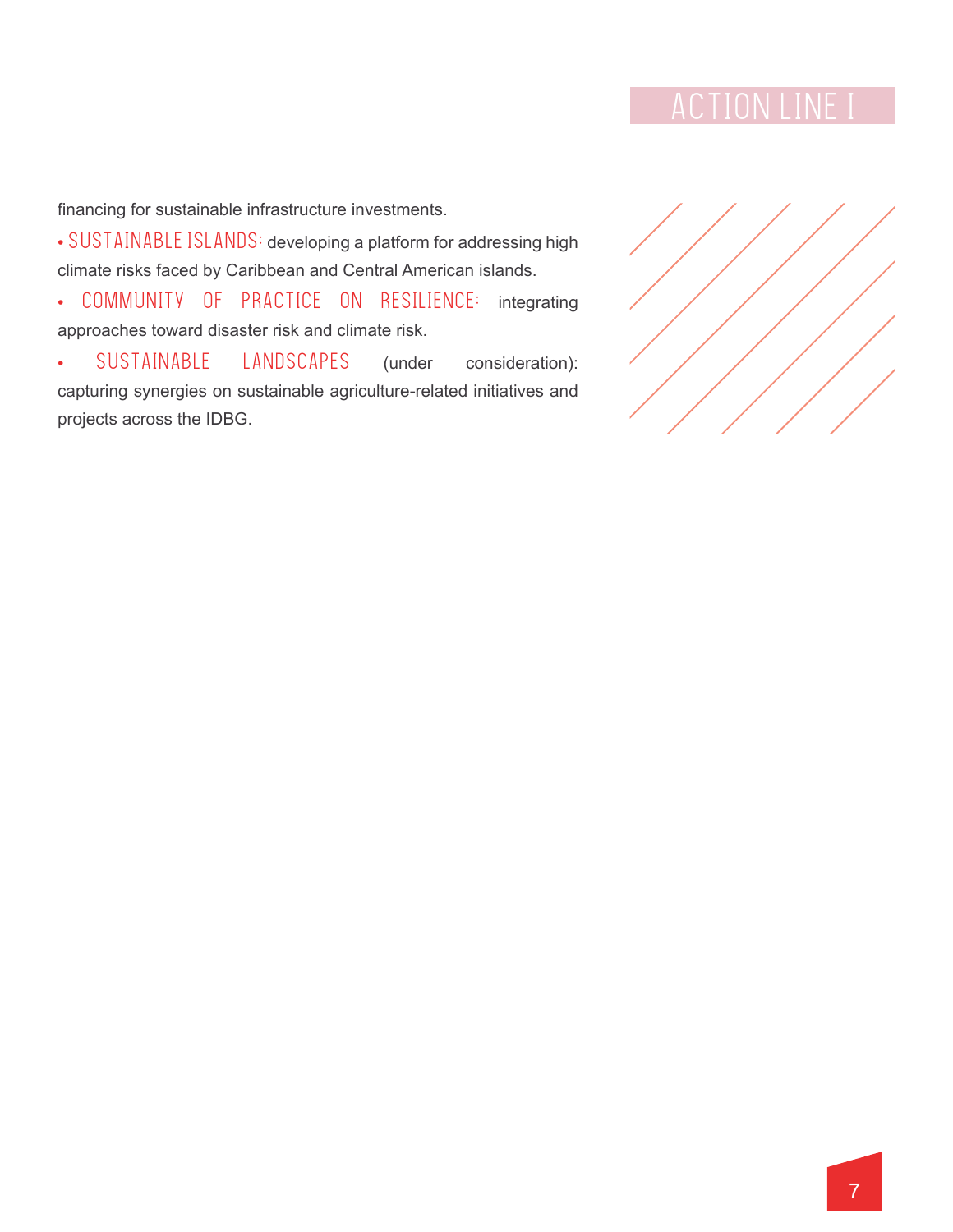financing for sustainable infrastructure investments.

- **SUSTAINABLE ISLANDS:** developing a platform for addressing high climate risks faced by Caribbean and Central American islands.
- **COMMUNITY OF PRACTICE ON RESILIENCE:** integrating approaches toward disaster risk and climate risk.
- **SUSTAINABLE LANDSCAPES** (under consideration): capturing synergies on sustainable agriculture-related initiatives and projects across the IDBG.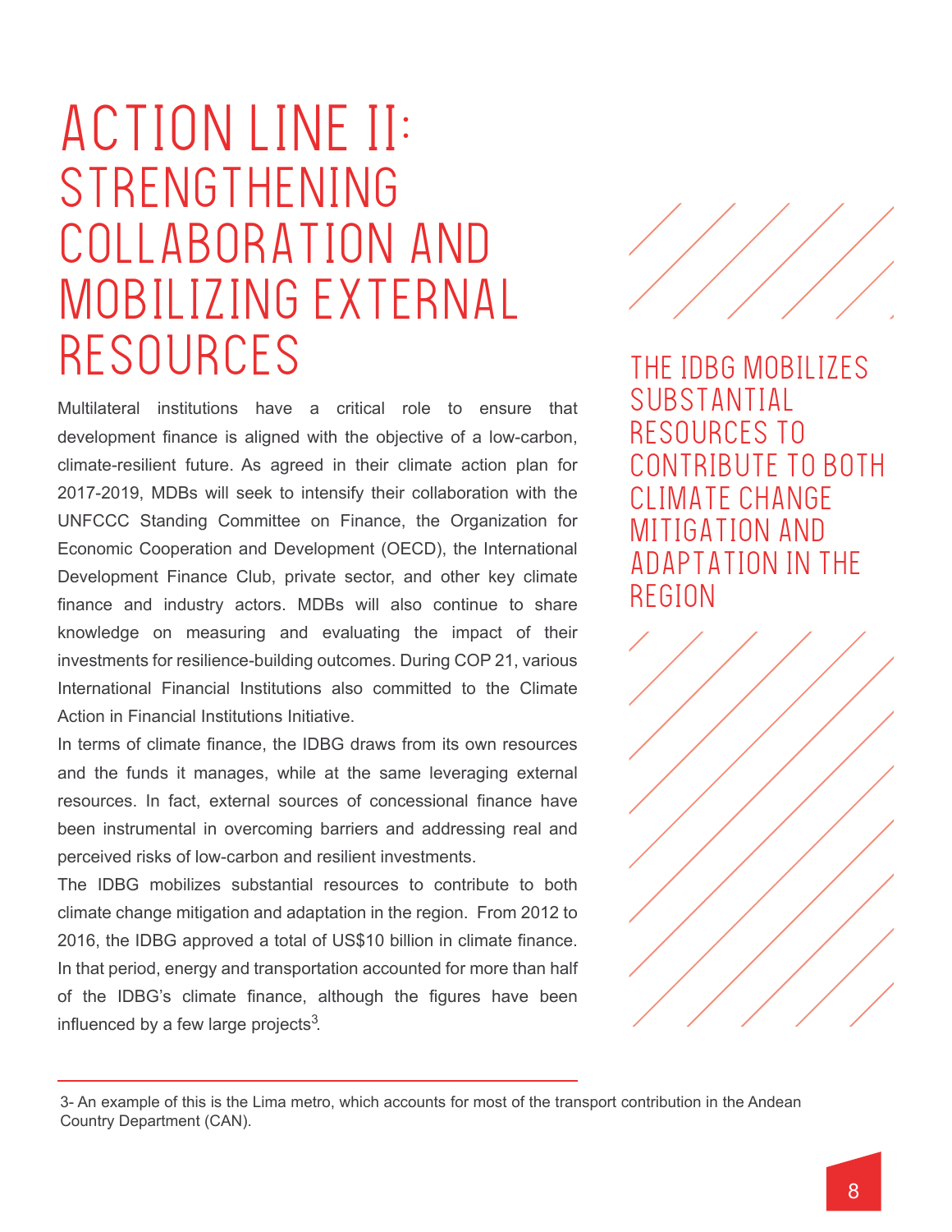# ACTION LINE II: STRENGTHENING COLLABORATION AND MOBILIZING EXTERNAL RESOURCES

Multilateral institutions have a critical role to ensure that development finance is aligned with the objective of a low-carbon, climate-resilient future. As agreed in their climate action plan for 2017-2019, MDBs will seek to intensify their collaboration with the UNFCCC Standing Committee on Finance, the Organization for Economic Cooperation and Development (OECD), the International Development Finance Club, private sector, and other key climate finance and industry actors. MDBs will also continue to share knowledge on measuring and evaluating the impact of their investments for resilience-building outcomes. During COP 21, various International Financial Institutions also committed to the Climate Action in Financial Institutions Initiative.

In terms of climate finance, the IDBG draws from its own resources and the funds it manages, while at the same leveraging external resources. In fact, external sources of concessional finance have been instrumental in overcoming barriers and addressing real and perceived risks of low-carbon and resilient investments.

The IDBG mobilizes substantial resources to contribute to both climate change mitigation and adaptation in the region. From 2012 to 2016, the IDBG approved a total of US$10 billion in climate finance. In that period, energy and transportation accounted for more than half of the IDBG's climate finance, although the figures have been influenced by a few large projects[3].

> THE IDBG MOBILIZES SUBSTANTIAL RESOURCES TO CONTRIBUTE TO BOTH CLIMATE CHANGE MITIGATION AND ADAPTATION IN THE REGION

3- An example of this is the Lima metro, which accounts for most of the transport contribution in the Andean Country Department (CAN).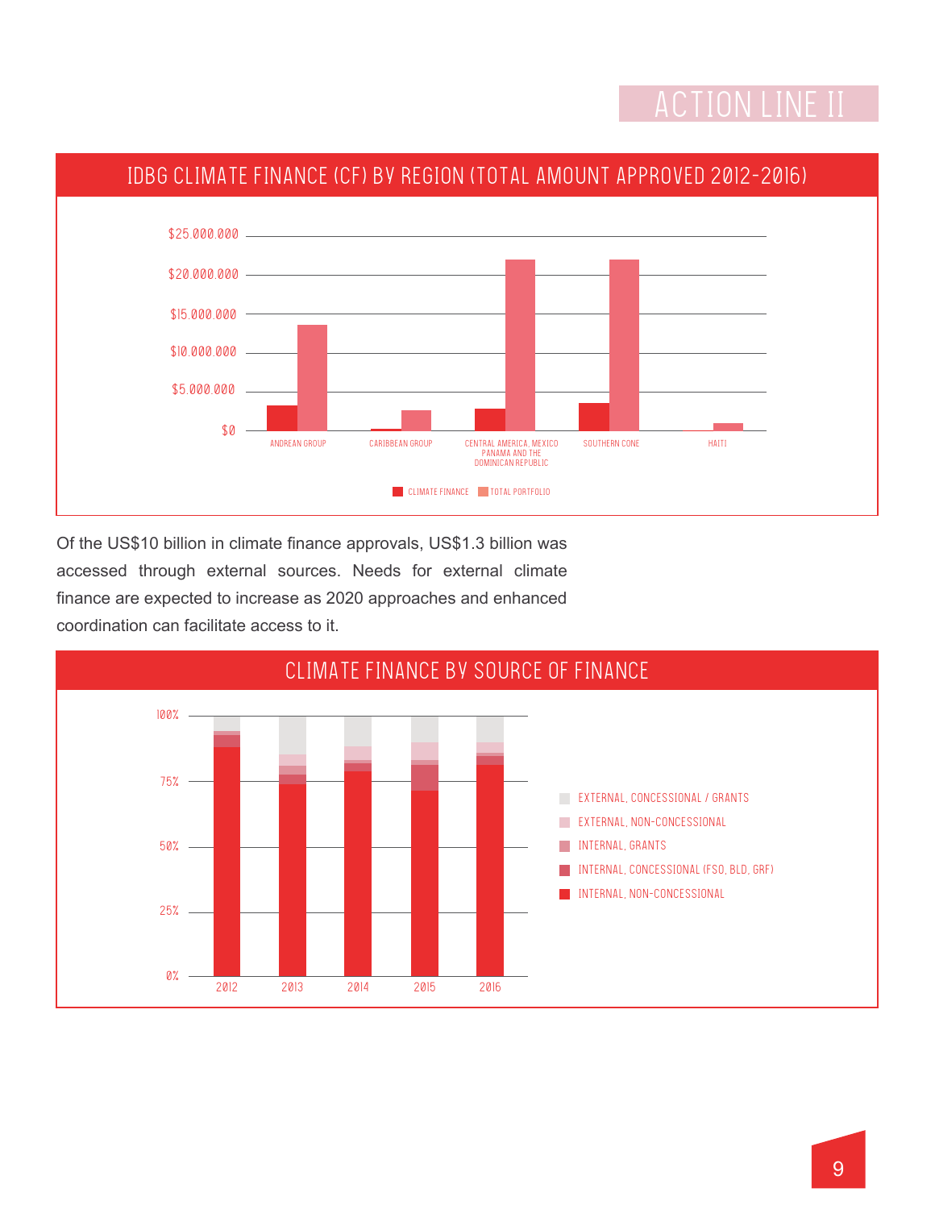## ACTION LINE II

### IDBG CLIMATE FINANCE (CF) BY REGION (TOTAL AMOUNT APPROVED 2012-2016)

$25.000.000
$20.000.000
$15.000.000
$10.000.000
$5.000.000
$0

ANDREAN GROUP | CARIBBEAN GROUP | CENTRAL AMERICA, MEXICO PANAMA AND THE DOMINICAN REPUBLIC | SOUTHERN CONE | HAITI

CLIMATE FINANCE | TOTAL PORTFOLIO

Of the US$10 billion in climate finance approvals, US$1.3 billion was accessed through external sources. Needs for external climate finance are expected to increase as 2020 approaches and enhanced coordination can facilitate access to it.

### CLIMATE FINANCE BY SOURCE OF FINANCE

100%
75%
50%
25%
0%

2012 | 2013 | 2014 | 2015 | 2016

- EXTERNAL, CONCESSIONAL / GRANTS
- EXTERNAL, NON-CONCESSIONAL
- INTERNAL, GRANTS
- INTERNAL, CONCESSIONAL (FSO, BLD, GRF)
- INTERNAL, NON-CONCESSIONAL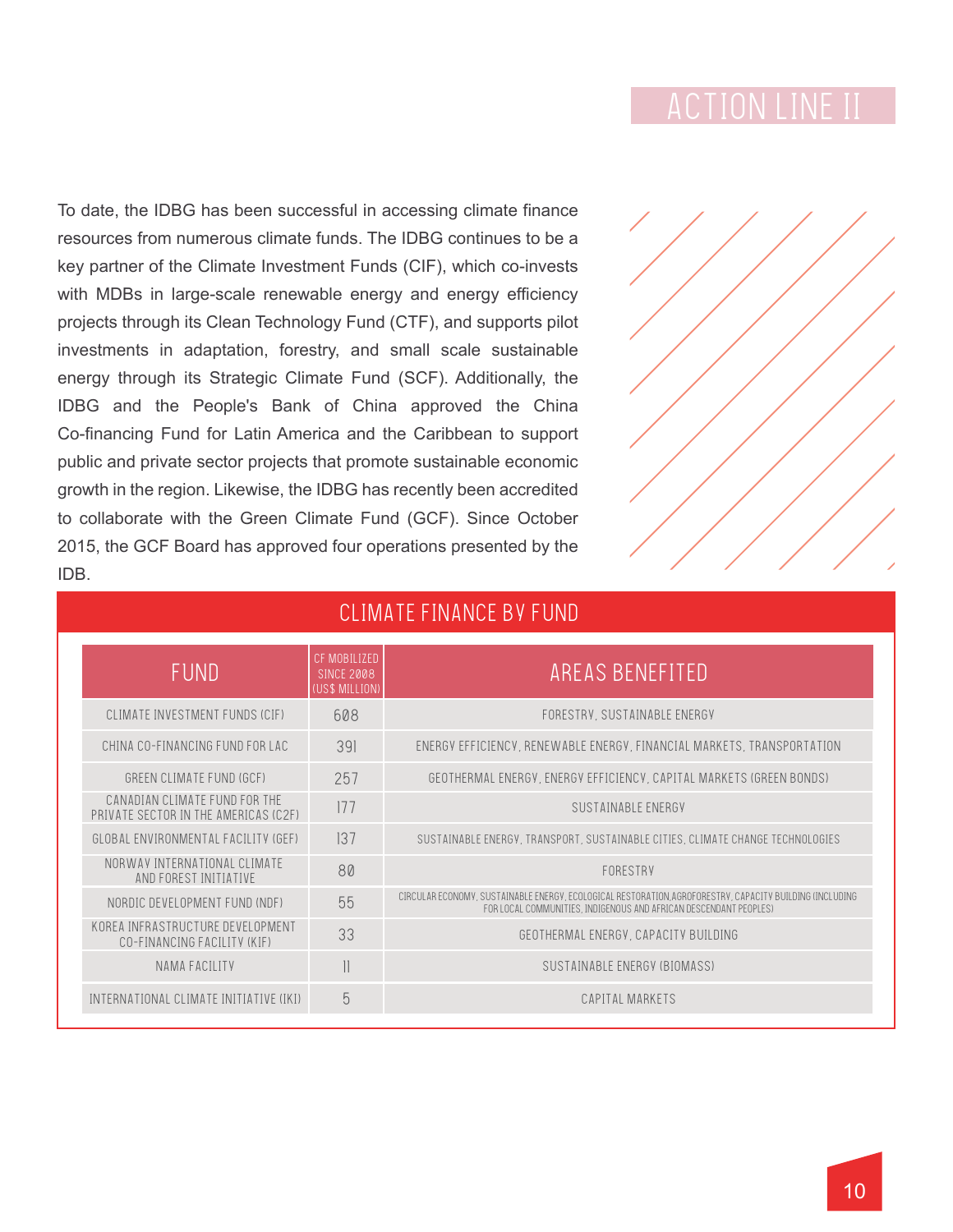# ACTION LINE II

To date, the IDBG has been successful in accessing climate finance resources from numerous climate funds. The IDBG continues to be a key partner of the Climate Investment Funds (CIF), which co-invests with MDBs in large-scale renewable energy and energy efficiency projects through its Clean Technology Fund (CTF), and supports pilot investments in adaptation, forestry, and small scale sustainable energy through its Strategic Climate Fund (SCF). Additionally, the IDBG and the People's Bank of China approved the China Co-financing Fund for Latin America and the Caribbean to support public and private sector projects that promote sustainable economic growth in the region. Likewise, the IDBG has recently been accredited to collaborate with the Green Climate Fund (GCF). Since October 2015, the GCF Board has approved four operations presented by the IDB.

## CLIMATE FINANCE BY FUND

| FUND | CF MOBILIZED SINCE 2008 (US$ MILLION) | AREAS BENEFITED |
|---|---|---|
| CLIMATE INVESTMENT FUNDS (CIF) | 608 | FORESTRY, SUSTAINABLE ENERGY |
| CHINA CO-FINANCING FUND FOR LAC | 391 | ENERGY EFFICIENCY, RENEWABLE ENERGY, FINANCIAL MARKETS, TRANSPORTATION |
| GREEN CLIMATE FUND (GCF) | 257 | GEOTHERMAL ENERGY, ENERGY EFFICIENCY, CAPITAL MARKETS (GREEN BONDS) |
| CANADIAN CLIMATE FUND FOR THE PRIVATE SECTOR IN THE AMERICAS (C2F) | 177 | SUSTAINABLE ENERGY |
| GLOBAL ENVIRONMENTAL FACILITY (GEF) | 137 | SUSTAINABLE ENERGY, TRANSPORT, SUSTAINABLE CITIES, CLIMATE CHANGE TECHNOLOGIES |
| NORWAY INTERNATIONAL CLIMATE AND FOREST INITIATIVE | 80 | FORESTRY |
| NORDIC DEVELOPMENT FUND (NDF) | 55 | CIRCULAR ECONOMY, SUSTAINABLE ENERGY, ECOLOGICAL RESTORATION, AGROFORESTRY, CAPACITY BUILDING (INCLUDING FOR LOCAL COMMUNITIES, INDIGENOUS AND AFRICAN DESCENDANT PEOPLES) |
| KOREA INFRASTRUCTURE DEVELOPMENT CO-FINANCING FACILITY (KIF) | 33 | GEOTHERMAL ENERGY, CAPACITY BUILDING |
| NAMA FACILITY | 11 | SUSTAINABLE ENERGY (BIOMASS) |
| INTERNATIONAL CLIMATE INITIATIVE (IKI) | 5 | CAPITAL MARKETS |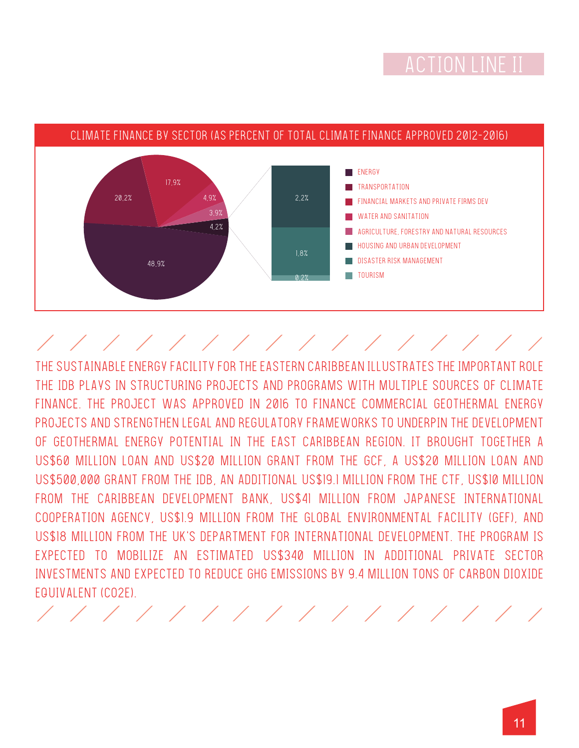# ACTION LINE II

## CLIMATE FINANCE BY SECTOR (AS PERCENT OF TOTAL CLIMATE FINANCE APPROVED 2012-2016)

| Sector | Percent |
|---|---|
| Energy | 48,9% |
| Transportation | 20,2% |
| Financial markets and private firms dev | 17,9% |
| Water and sanitation | 4,9% |
| Agriculture, forestry and natural resources | 3,9% |
| Housing and urban development | 2,2% |
| Disaster risk management | 1,8% |
| Tourism | 0,2% |

THE SUSTAINABLE ENERGY FACILITY FOR THE EASTERN CARIBBEAN ILLUSTRATES THE IMPORTANT ROLE THE IDB PLAYS IN STRUCTURING PROJECTS AND PROGRAMS WITH MULTIPLE SOURCES OF CLIMATE FINANCE. THE PROJECT WAS APPROVED IN 2016 TO FINANCE COMMERCIAL GEOTHERMAL ENERGY PROJECTS AND STRENGTHEN LEGAL AND REGULATORY FRAMEWORKS TO UNDERPIN THE DEVELOPMENT OF GEOTHERMAL ENERGY POTENTIAL IN THE EAST CARIBBEAN REGION. IT BROUGHT TOGETHER A US$60 MILLION LOAN AND US$20 MILLION GRANT FROM THE GCF, A US$20 MILLION LOAN AND US$500,000 GRANT FROM THE IDB, AN ADDITIONAL US$19.1 MILLION FROM THE CTF, US$10 MILLION FROM THE CARIBBEAN DEVELOPMENT BANK, US$41 MILLION FROM JAPANESE INTERNATIONAL COOPERATION AGENCY, US$1.9 MILLION FROM THE GLOBAL ENVIRONMENTAL FACILITY (GEF), AND US$18 MILLION FROM THE UK'S DEPARTMENT FOR INTERNATIONAL DEVELOPMENT. THE PROGRAM IS EXPECTED TO MOBILIZE AN ESTIMATED US$340 MILLION IN ADDITIONAL PRIVATE SECTOR INVESTMENTS AND EXPECTED TO REDUCE GHG EMISSIONS BY 9.4 MILLION TONS OF CARBON DIOXIDE EQUIVALENT (CO2E).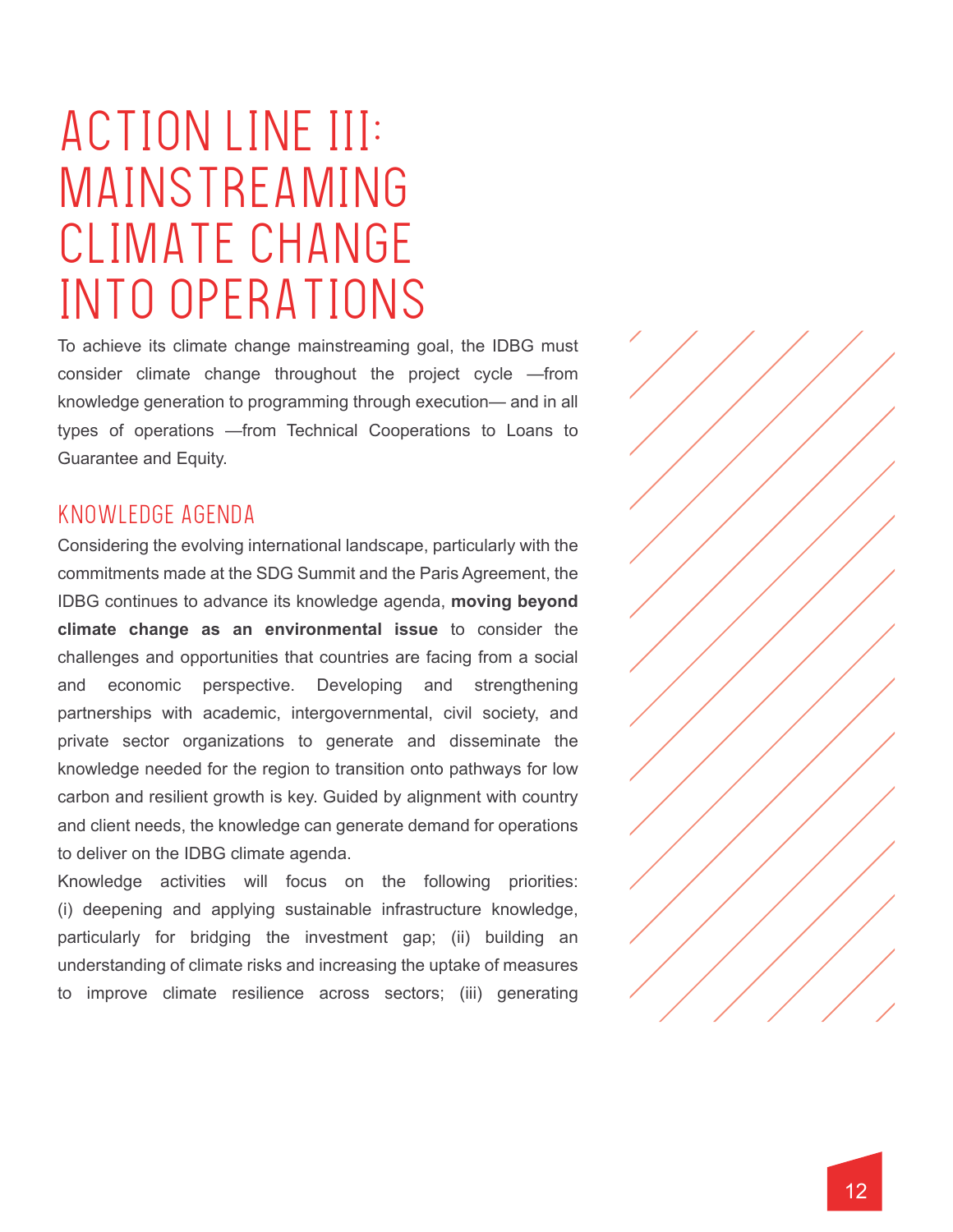# ACTION LINE III: MAINSTREAMING CLIMATE CHANGE INTO OPERATIONS

To achieve its climate change mainstreaming goal, the IDBG must consider climate change throughout the project cycle —from knowledge generation to programming through execution— and in all types of operations —from Technical Cooperations to Loans to Guarantee and Equity.

## KNOWLEDGE AGENDA

Considering the evolving international landscape, particularly with the commitments made at the SDG Summit and the Paris Agreement, the IDBG continues to advance its knowledge agenda, **moving beyond climate change as an environmental issue** to consider the challenges and opportunities that countries are facing from a social and economic perspective. Developing and strengthening partnerships with academic, intergovernmental, civil society, and private sector organizations to generate and disseminate the knowledge needed for the region to transition onto pathways for low carbon and resilient growth is key. Guided by alignment with country and client needs, the knowledge can generate demand for operations to deliver on the IDBG climate agenda.

Knowledge activities will focus on the following priorities: (i) deepening and applying sustainable infrastructure knowledge, particularly for bridging the investment gap; (ii) building an understanding of climate risks and increasing the uptake of measures to improve climate resilience across sectors; (iii) generating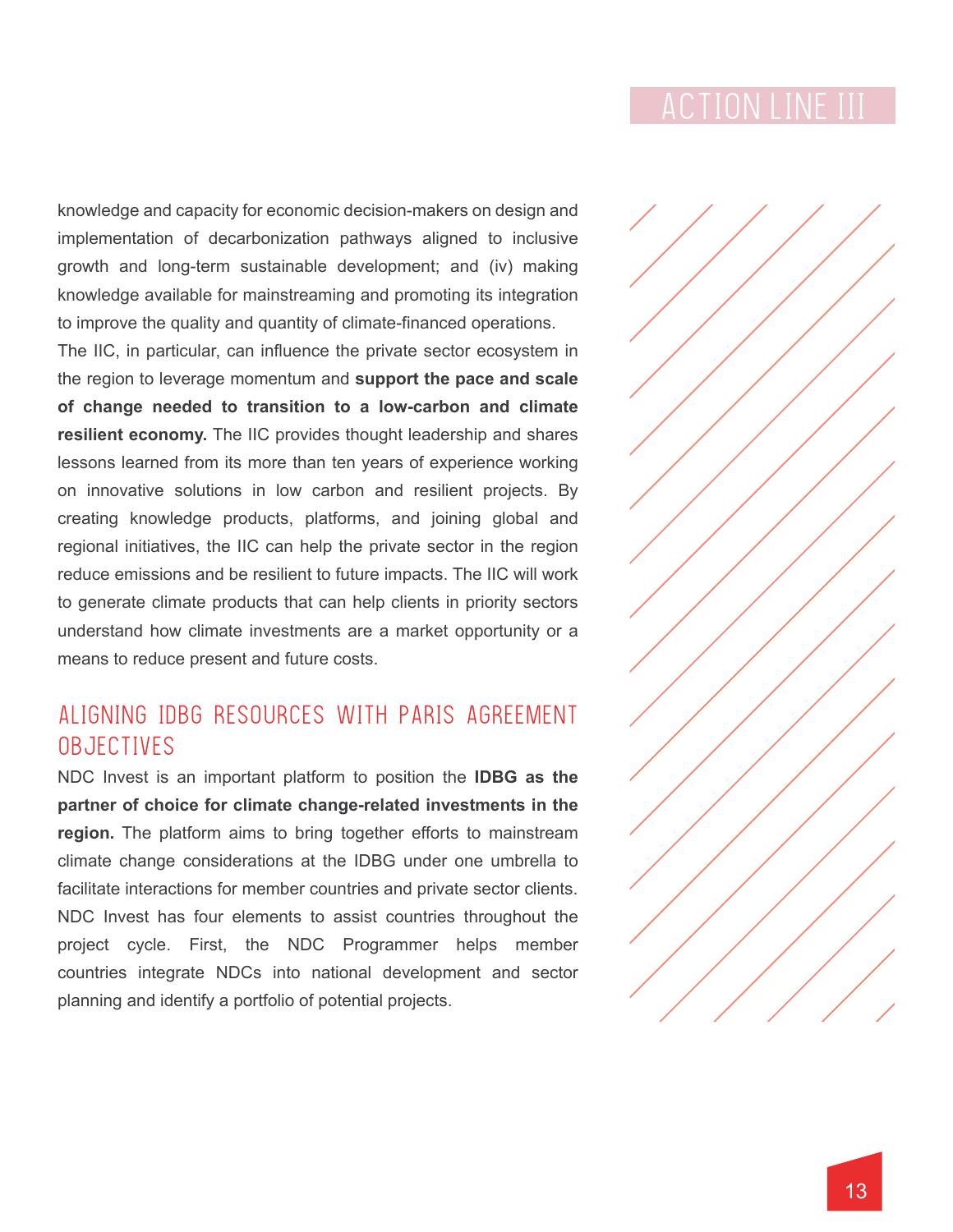knowledge and capacity for economic decision-makers on design and implementation of decarbonization pathways aligned to inclusive growth and long-term sustainable development; and (iv) making knowledge available for mainstreaming and promoting its integration to improve the quality and quantity of climate-financed operations.

The IIC, in particular, can influence the private sector ecosystem in the region to leverage momentum and **support the pace and scale of change needed to transition to a low-carbon and climate resilient economy.** The IIC provides thought leadership and shares lessons learned from its more than ten years of experience working on innovative solutions in low carbon and resilient projects. By creating knowledge products, platforms, and joining global and regional initiatives, the IIC can help the private sector in the region reduce emissions and be resilient to future impacts. The IIC will work to generate climate products that can help clients in priority sectors understand how climate investments are a market opportunity or a means to reduce present and future costs.

## ALIGNING IDBG RESOURCES WITH PARIS AGREEMENT OBJECTIVES

NDC Invest is an important platform to position the **IDBG as the partner of choice for climate change-related investments in the region.** The platform aims to bring together efforts to mainstream climate change considerations at the IDBG under one umbrella to facilitate interactions for member countries and private sector clients. NDC Invest has four elements to assist countries throughout the project cycle. First, the NDC Programmer helps member countries integrate NDCs into national development and sector planning and identify a portfolio of potential projects.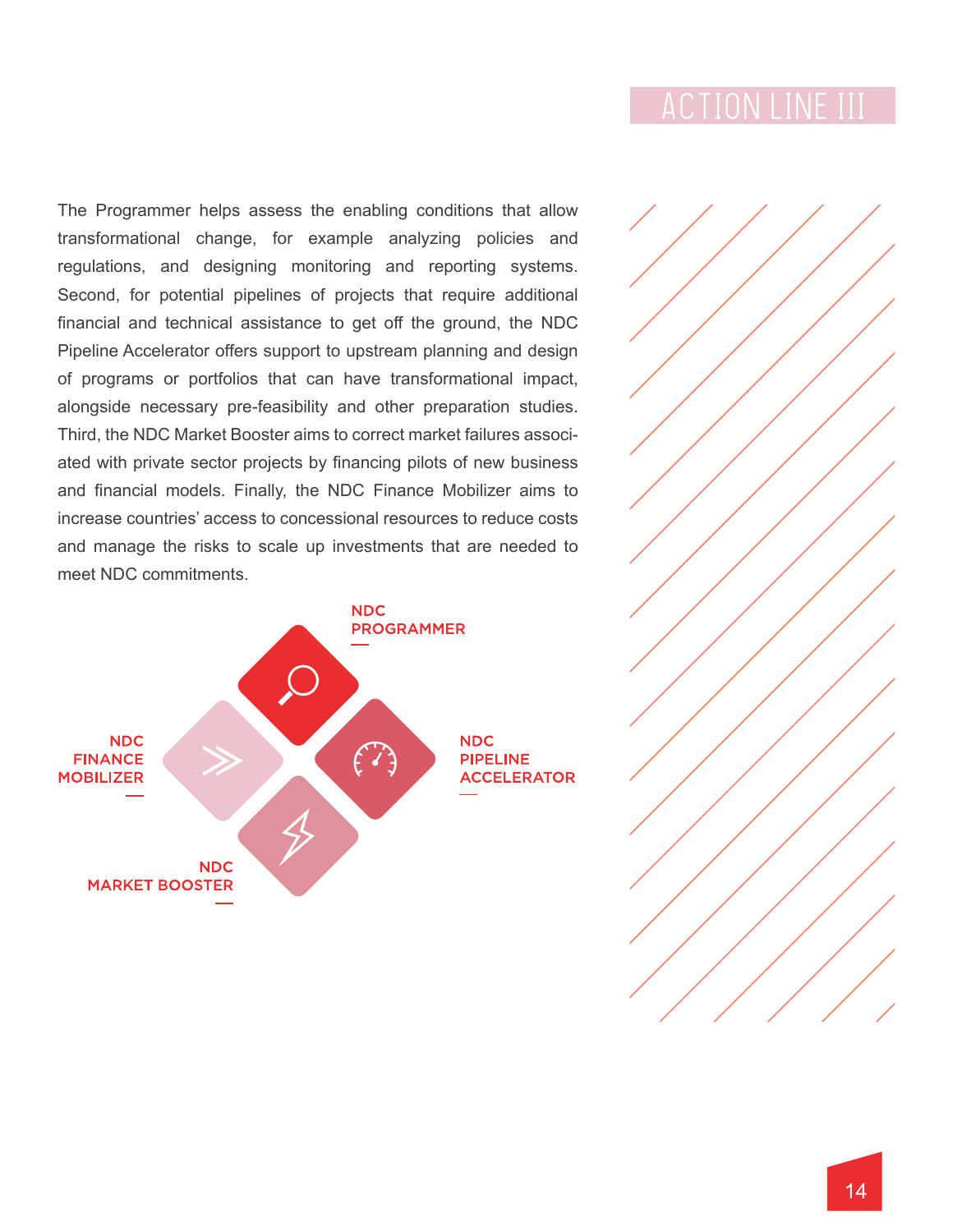## ACTION LINE III

The Programmer helps assess the enabling conditions that allow transformational change, for example analyzing policies and regulations, and designing monitoring and reporting systems. Second, for potential pipelines of projects that require additional financial and technical assistance to get off the ground, the NDC Pipeline Accelerator offers support to upstream planning and design of programs or portfolios that can have transformational impact, alongside necessary pre-feasibility and other preparation studies. Third, the NDC Market Booster aims to correct market failures associated with private sector projects by financing pilots of new business and financial models. Finally, the NDC Finance Mobilizer aims to increase countries' access to concessional resources to reduce costs and manage the risks to scale up investments that are needed to meet NDC commitments.

NDC PROGRAMMER

NDC PIPELINE ACCELERATOR

NDC MARKET BOOSTER

NDC FINANCE MOBILIZER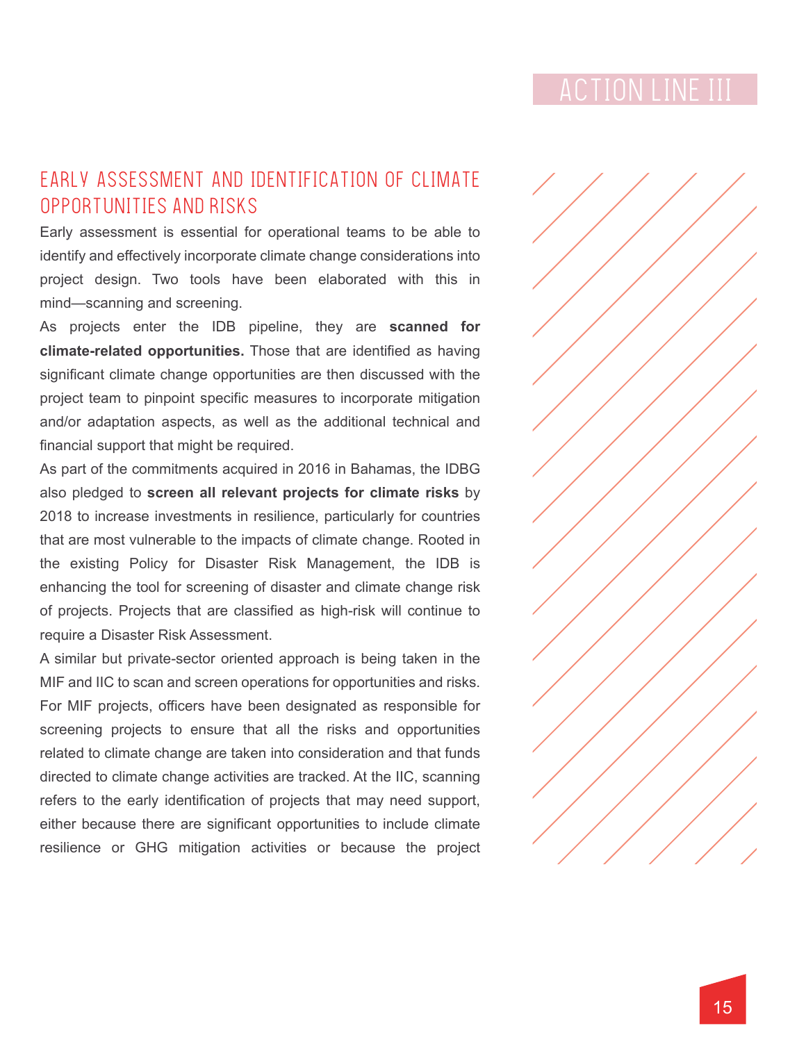## EARLY ASSESSMENT AND IDENTIFICATION OF CLIMATE OPPORTUNITIES AND RISKS

Early assessment is essential for operational teams to be able to identify and effectively incorporate climate change considerations into project design. Two tools have been elaborated with this in mind—scanning and screening.

As projects enter the IDB pipeline, they are **scanned for climate-related opportunities.** Those that are identified as having significant climate change opportunities are then discussed with the project team to pinpoint specific measures to incorporate mitigation and/or adaptation aspects, as well as the additional technical and financial support that might be required.

As part of the commitments acquired in 2016 in Bahamas, the IDBG also pledged to **screen all relevant projects for climate risks** by 2018 to increase investments in resilience, particularly for countries that are most vulnerable to the impacts of climate change. Rooted in the existing Policy for Disaster Risk Management, the IDB is enhancing the tool for screening of disaster and climate change risk of projects. Projects that are classified as high-risk will continue to require a Disaster Risk Assessment.

A similar but private-sector oriented approach is being taken in the MIF and IIC to scan and screen operations for opportunities and risks. For MIF projects, officers have been designated as responsible for screening projects to ensure that all the risks and opportunities related to climate change are taken into consideration and that funds directed to climate change activities are tracked. At the IIC, scanning refers to the early identification of projects that may need support, either because there are significant opportunities to include climate resilience or GHG mitigation activities or because the project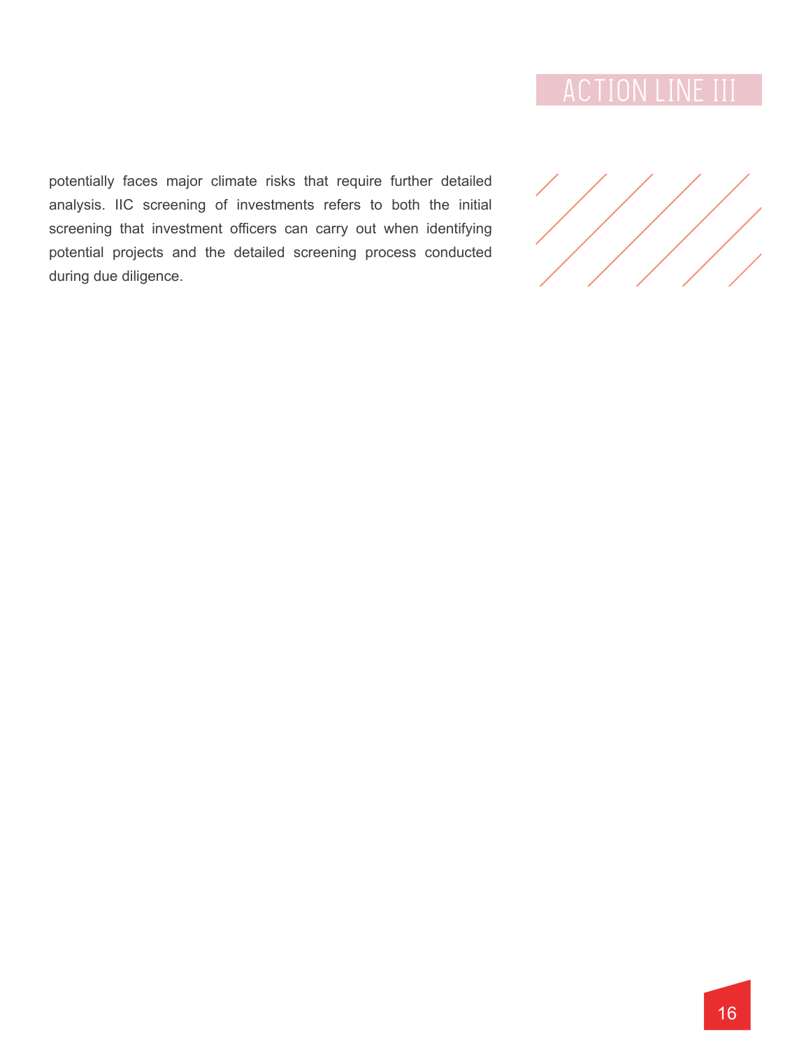potentially faces major climate risks that require further detailed analysis. IIC screening of investments refers to both the initial screening that investment officers can carry out when identifying potential projects and the detailed screening process conducted during due diligence.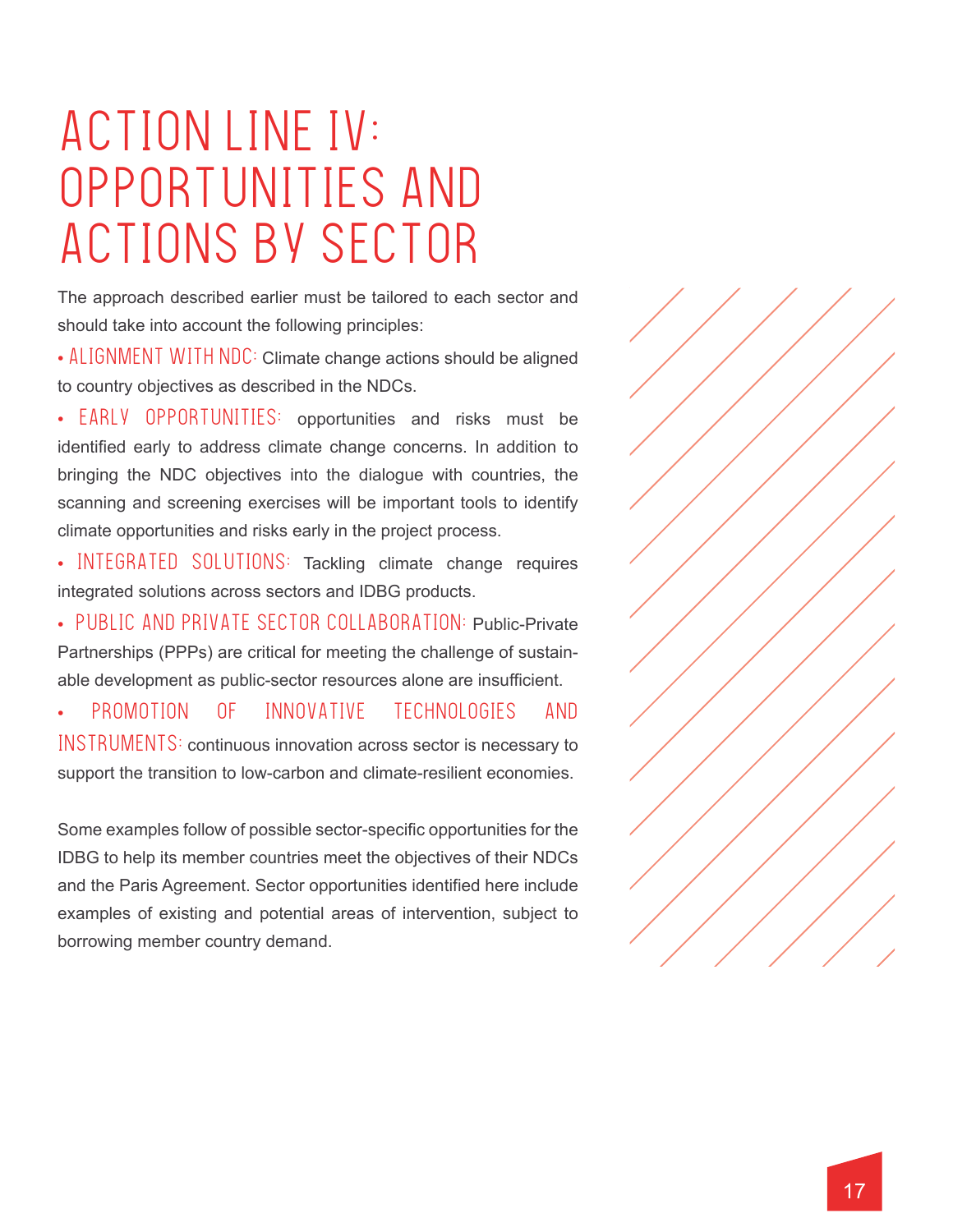# ACTION LINE IV: OPPORTUNITIES AND ACTIONS BY SECTOR

The approach described earlier must be tailored to each sector and should take into account the following principles:

- **ALIGNMENT WITH NDC:** Climate change actions should be aligned to country objectives as described in the NDCs.
- **EARLY OPPORTUNITIES:** opportunities and risks must be identified early to address climate change concerns. In addition to bringing the NDC objectives into the dialogue with countries, the scanning and screening exercises will be important tools to identify climate opportunities and risks early in the project process.
- **INTEGRATED SOLUTIONS:** Tackling climate change requires integrated solutions across sectors and IDBG products.
- **PUBLIC AND PRIVATE SECTOR COLLABORATION:** Public-Private Partnerships (PPPs) are critical for meeting the challenge of sustainable development as public-sector resources alone are insufficient.
- **PROMOTION OF INNOVATIVE TECHNOLOGIES AND INSTRUMENTS:** continuous innovation across sector is necessary to support the transition to low-carbon and climate-resilient economies.

Some examples follow of possible sector-specific opportunities for the IDBG to help its member countries meet the objectives of their NDCs and the Paris Agreement. Sector opportunities identified here include examples of existing and potential areas of intervention, subject to borrowing member country demand.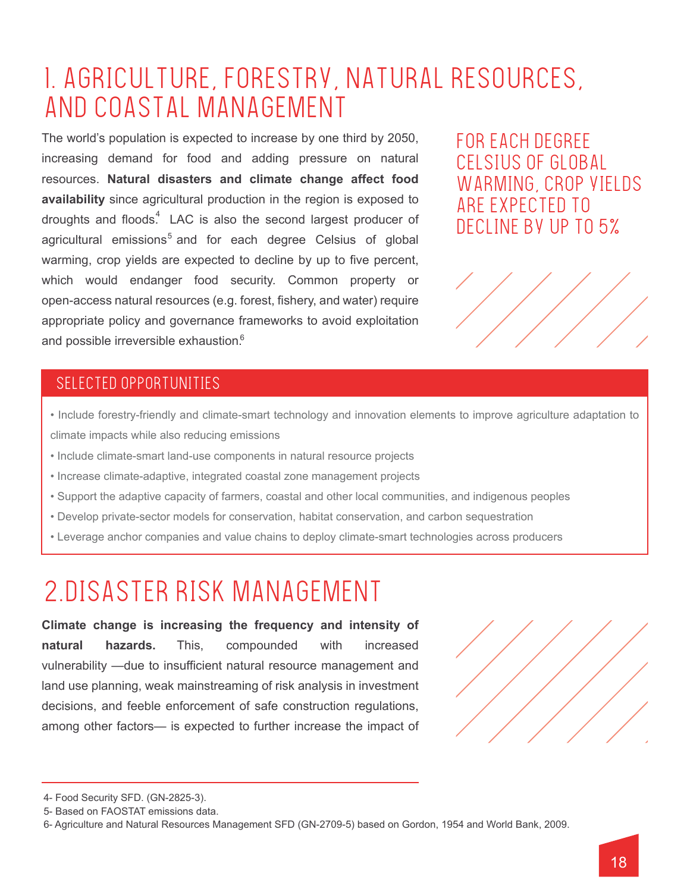# 1. AGRICULTURE, FORESTRY, NATURAL RESOURCES, AND COASTAL MANAGEMENT

The world's population is expected to increase by one third by 2050, increasing demand for food and adding pressure on natural resources. **Natural disasters and climate change affect food availability** since agricultural production in the region is exposed to droughts and floods.[4] LAC is also the second largest producer of agricultural emissions[5] and for each degree Celsius of global warming, crop yields are expected to decline by up to five percent, which would endanger food security. Common property or open-access natural resources (e.g. forest, fishery, and water) require appropriate policy and governance frameworks to avoid exploitation and possible irreversible exhaustion.[6]

FOR EACH DEGREE CELSIUS OF GLOBAL WARMING, CROP YIELDS ARE EXPECTED TO DECLINE BY UP TO 5%

### SELECTED OPPORTUNITIES

- Include forestry-friendly and climate-smart technology and innovation elements to improve agriculture adaptation to climate impacts while also reducing emissions
- Include climate-smart land-use components in natural resource projects
- Increase climate-adaptive, integrated coastal zone management projects
- Support the adaptive capacity of farmers, coastal and other local communities, and indigenous peoples
- Develop private-sector models for conservation, habitat conservation, and carbon sequestration
- Leverage anchor companies and value chains to deploy climate-smart technologies across producers

# 2. DISASTER RISK MANAGEMENT

**Climate change is increasing the frequency and intensity of natural hazards.** This, compounded with increased vulnerability —due to insufficient natural resource management and land use planning, weak mainstreaming of risk analysis in investment decisions, and feeble enforcement of safe construction regulations, among other factors— is expected to further increase the impact of

4- Food Security SFD. (GN-2825-3).
5- Based on FAOSTAT emissions data.
6- Agriculture and Natural Resources Management SFD (GN-2709-5) based on Gordon, 1954 and World Bank, 2009.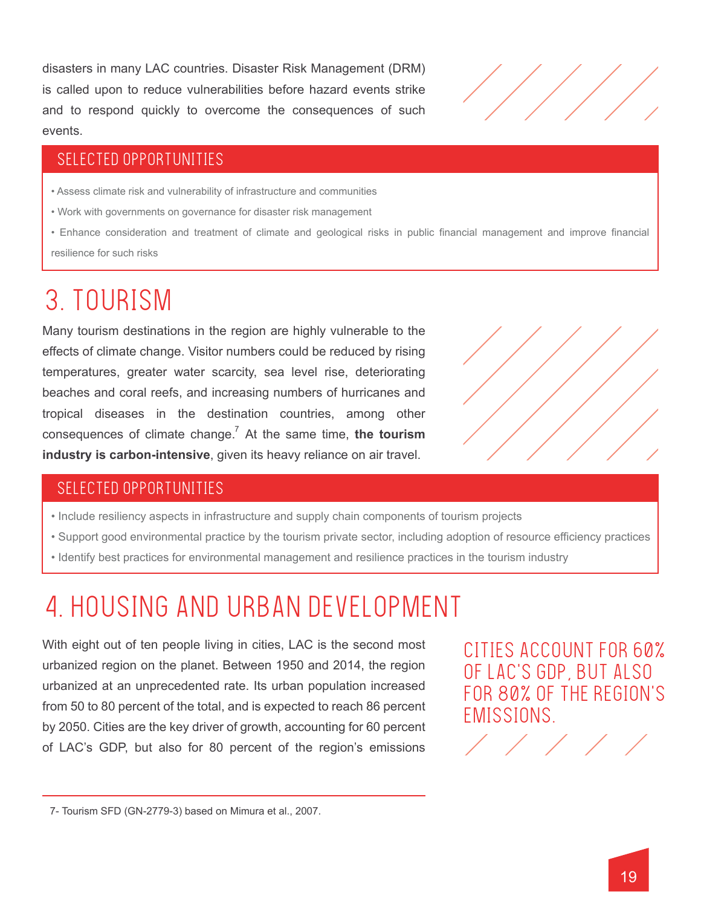disasters in many LAC countries. Disaster Risk Management (DRM) is called upon to reduce vulnerabilities before hazard events strike and to respond quickly to overcome the consequences of such events.

### SELECTED OPPORTUNITIES

- Assess climate risk and vulnerability of infrastructure and communities
- Work with governments on governance for disaster risk management
- Enhance consideration and treatment of climate and geological risks in public financial management and improve financial resilience for such risks

## 3. TOURISM

Many tourism destinations in the region are highly vulnerable to the effects of climate change. Visitor numbers could be reduced by rising temperatures, greater water scarcity, sea level rise, deteriorating beaches and coral reefs, and increasing numbers of hurricanes and tropical diseases in the destination countries, among other consequences of climate change.[7] At the same time, **the tourism industry is carbon-intensive**, given its heavy reliance on air travel.

### SELECTED OPPORTUNITIES

- Include resiliency aspects in infrastructure and supply chain components of tourism projects
- Support good environmental practice by the tourism private sector, including adoption of resource efficiency practices
- Identify best practices for environmental management and resilience practices in the tourism industry

## 4. HOUSING AND URBAN DEVELOPMENT

With eight out of ten people living in cities, LAC is the second most urbanized region on the planet. Between 1950 and 2014, the region urbanized at an unprecedented rate. Its urban population increased from 50 to 80 percent of the total, and is expected to reach 86 percent by 2050. Cities are the key driver of growth, accounting for 60 percent of LAC's GDP, but also for 80 percent of the region's emissions

CITIES ACCOUNT FOR 60% OF LAC'S GDP, BUT ALSO FOR 80% OF THE REGION'S EMISSIONS.

7- Tourism SFD (GN-2779-3) based on Mimura et al., 2007.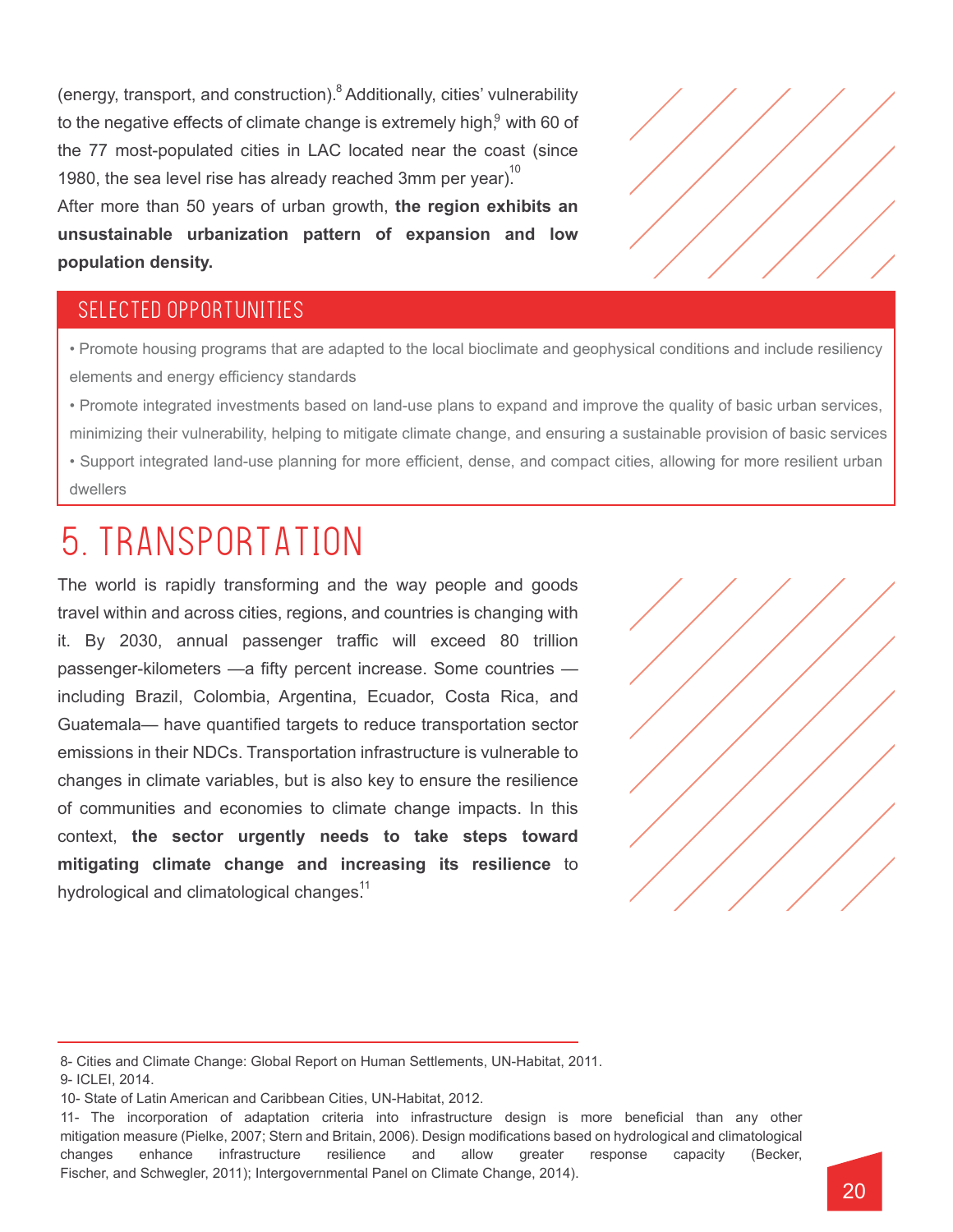(energy, transport, and construction).[8] Additionally, cities' vulnerability to the negative effects of climate change is extremely high,[9] with 60 of the 77 most-populated cities in LAC located near the coast (since 1980, the sea level rise has already reached 3mm per year).[10]

After more than 50 years of urban growth, **the region exhibits an unsustainable urbanization pattern of expansion and low population density.**

## SELECTED OPPORTUNITIES

- Promote housing programs that are adapted to the local bioclimate and geophysical conditions and include resiliency elements and energy efficiency standards
- Promote integrated investments based on land-use plans to expand and improve the quality of basic urban services, minimizing their vulnerability, helping to mitigate climate change, and ensuring a sustainable provision of basic services
- Support integrated land-use planning for more efficient, dense, and compact cities, allowing for more resilient urban dwellers

# 5. TRANSPORTATION

The world is rapidly transforming and the way people and goods travel within and across cities, regions, and countries is changing with it. By 2030, annual passenger traffic will exceed 80 trillion passenger-kilometers —a fifty percent increase. Some countries —including Brazil, Colombia, Argentina, Ecuador, Costa Rica, and Guatemala— have quantified targets to reduce transportation sector emissions in their NDCs. Transportation infrastructure is vulnerable to changes in climate variables, but is also key to ensure the resilience of communities and economies to climate change impacts. In this context, **the sector urgently needs to take steps toward mitigating climate change and increasing its resilience** to hydrological and climatological changes.[11]

---

8- Cities and Climate Change: Global Report on Human Settlements, UN-Habitat, 2011.

9- ICLEI, 2014.

10- State of Latin American and Caribbean Cities, UN-Habitat, 2012.

11- The incorporation of adaptation criteria into infrastructure design is more beneficial than any other mitigation measure (Pielke, 2007; Stern and Britain, 2006). Design modifications based on hydrological and climatological changes enhance infrastructure resilience and allow greater response capacity (Becker, Fischer, and Schwegler, 2011); Intergovernmental Panel on Climate Change, 2014).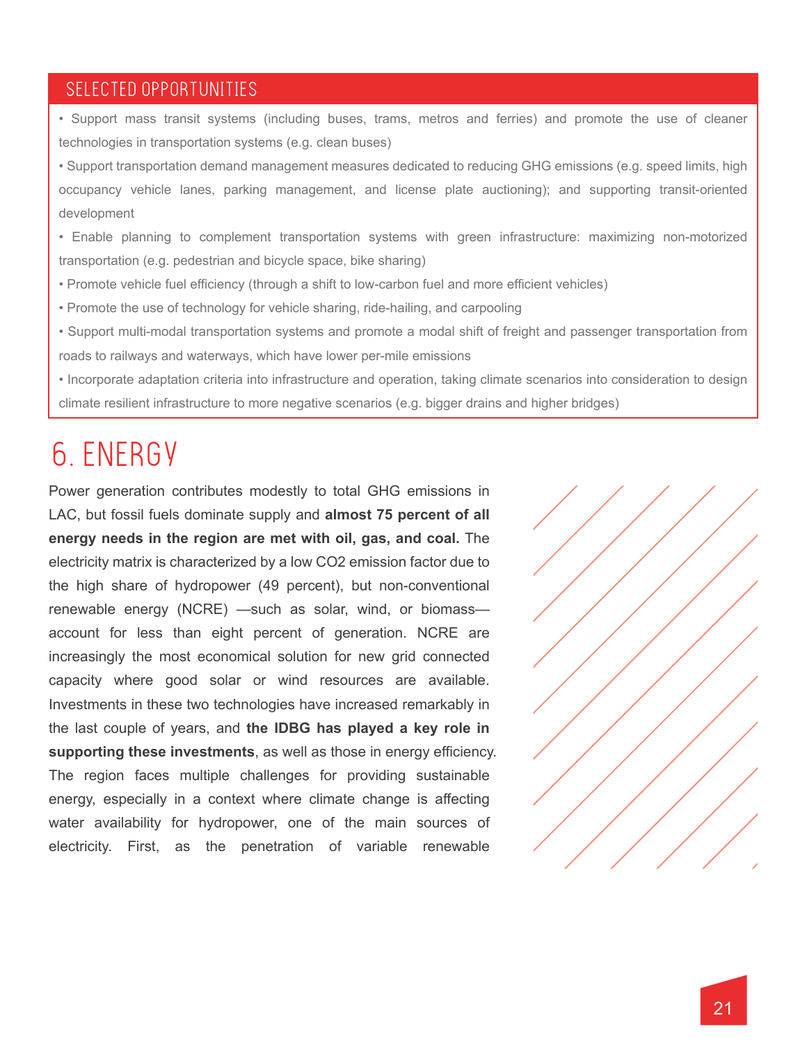## SELECTED OPPORTUNITIES

- Support mass transit systems (including buses, trams, metros and ferries) and promote the use of cleaner technologies in transportation systems (e.g. clean buses)
- Support transportation demand management measures dedicated to reducing GHG emissions (e.g. speed limits, high occupancy vehicle lanes, parking management, and license plate auctioning); and supporting transit-oriented development
- Enable planning to complement transportation systems with green infrastructure: maximizing non-motorized transportation (e.g. pedestrian and bicycle space, bike sharing)
- Promote vehicle fuel efficiency (through a shift to low-carbon fuel and more efficient vehicles)
- Promote the use of technology for vehicle sharing, ride-hailing, and carpooling
- Support multi-modal transportation systems and promote a modal shift of freight and passenger transportation from roads to railways and waterways, which have lower per-mile emissions
- Incorporate adaptation criteria into infrastructure and operation, taking climate scenarios into consideration to design climate resilient infrastructure to more negative scenarios (e.g. bigger drains and higher bridges)

# 6. ENERGY

Power generation contributes modestly to total GHG emissions in LAC, but fossil fuels dominate supply and **almost 75 percent of all energy needs in the region are met with oil, gas, and coal.** The electricity matrix is characterized by a low CO2 emission factor due to the high share of hydropower (49 percent), but non-conventional renewable energy (NCRE) —such as solar, wind, or biomass— account for less than eight percent of generation. NCRE are increasingly the most economical solution for new grid connected capacity where good solar or wind resources are available. Investments in these two technologies have increased remarkably in the last couple of years, and **the IDBG has played a key role in supporting these investments**, as well as those in energy efficiency. The region faces multiple challenges for providing sustainable energy, especially in a context where climate change is affecting water availability for hydropower, one of the main sources of electricity. First, as the penetration of variable renewable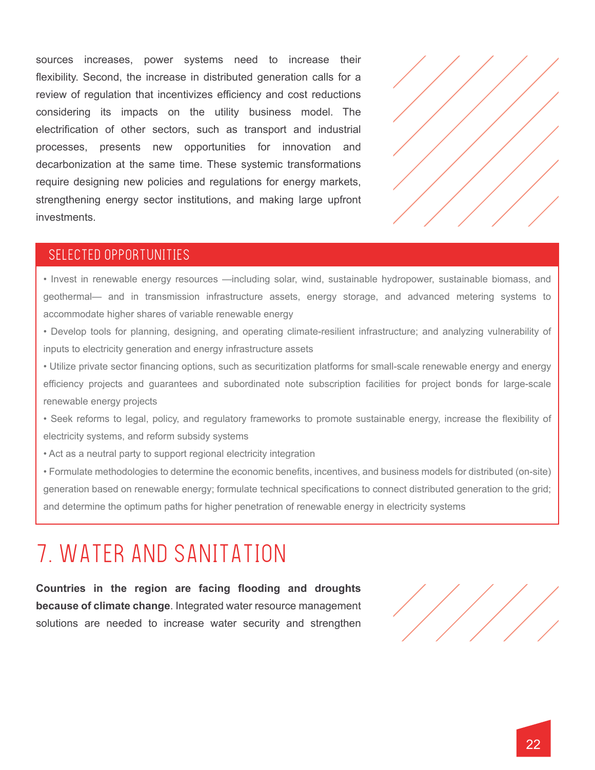sources increases, power systems need to increase their flexibility. Second, the increase in distributed generation calls for a review of regulation that incentivizes efficiency and cost reductions considering its impacts on the utility business model. The electrification of other sectors, such as transport and industrial processes, presents new opportunities for innovation and decarbonization at the same time. These systemic transformations require designing new policies and regulations for energy markets, strengthening energy sector institutions, and making large upfront investments.

### SELECTED OPPORTUNITIES

- Invest in renewable energy resources —including solar, wind, sustainable hydropower, sustainable biomass, and geothermal— and in transmission infrastructure assets, energy storage, and advanced metering systems to accommodate higher shares of variable renewable energy
- Develop tools for planning, designing, and operating climate-resilient infrastructure; and analyzing vulnerability of inputs to electricity generation and energy infrastructure assets
- Utilize private sector financing options, such as securitization platforms for small-scale renewable energy and energy efficiency projects and guarantees and subordinated note subscription facilities for project bonds for large-scale renewable energy projects
- Seek reforms to legal, policy, and regulatory frameworks to promote sustainable energy, increase the flexibility of electricity systems, and reform subsidy systems
- Act as a neutral party to support regional electricity integration
- Formulate methodologies to determine the economic benefits, incentives, and business models for distributed (on-site) generation based on renewable energy; formulate technical specifications to connect distributed generation to the grid; and determine the optimum paths for higher penetration of renewable energy in electricity systems

# 7. WATER AND SANITATION

**Countries in the region are facing flooding and droughts because of climate change**. Integrated water resource management solutions are needed to increase water security and strengthen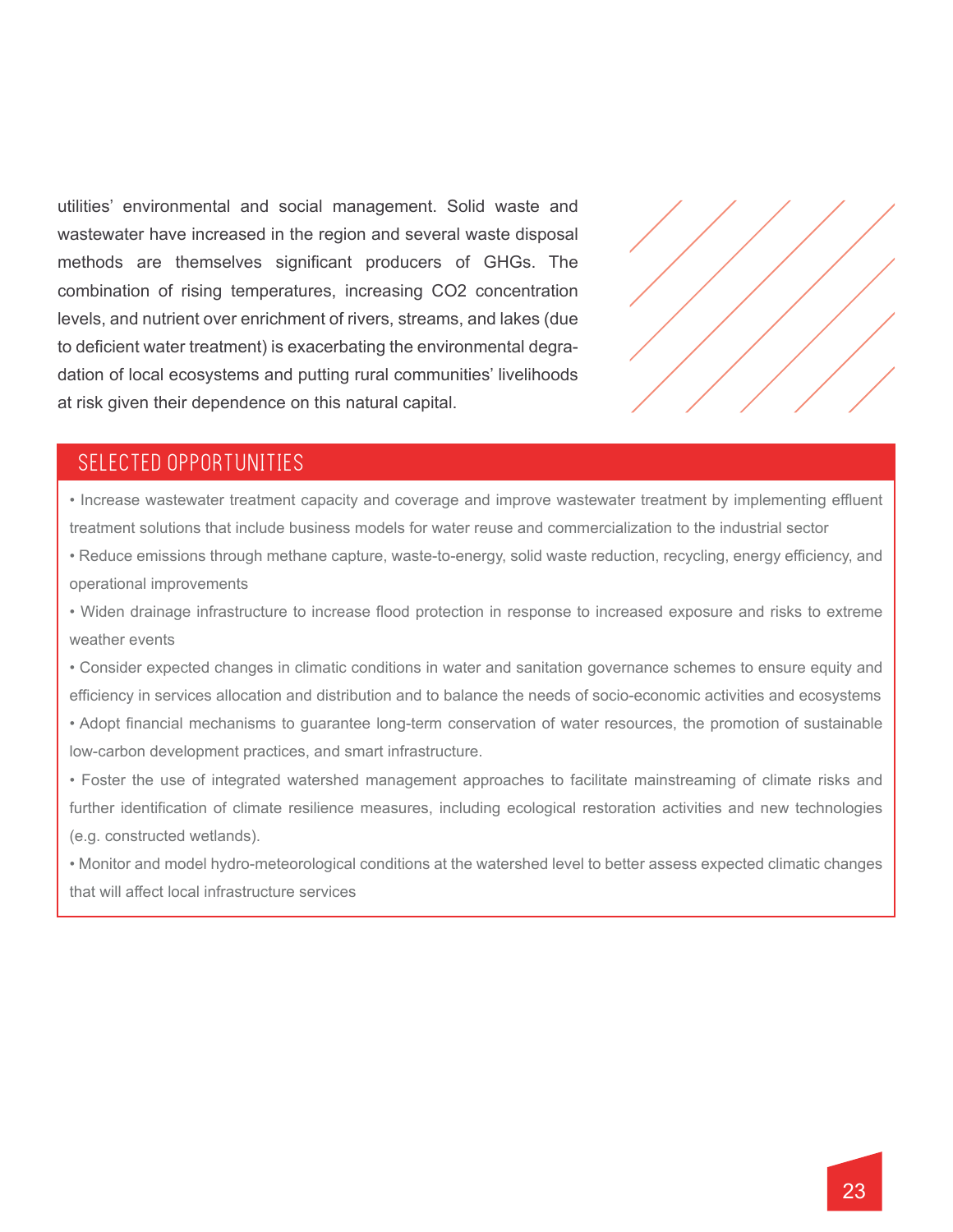utilities' environmental and social management. Solid waste and wastewater have increased in the region and several waste disposal methods are themselves significant producers of GHGs. The combination of rising temperatures, increasing $CO_2$ concentration levels, and nutrient over enrichment of rivers, streams, and lakes (due to deficient water treatment) is exacerbating the environmental degradation of local ecosystems and putting rural communities' livelihoods at risk given their dependence on this natural capital.

## SELECTED OPPORTUNITIES

- Increase wastewater treatment capacity and coverage and improve wastewater treatment by implementing effluent treatment solutions that include business models for water reuse and commercialization to the industrial sector
- Reduce emissions through methane capture, waste-to-energy, solid waste reduction, recycling, energy efficiency, and operational improvements
- Widen drainage infrastructure to increase flood protection in response to increased exposure and risks to extreme weather events
- Consider expected changes in climatic conditions in water and sanitation governance schemes to ensure equity and efficiency in services allocation and distribution and to balance the needs of socio-economic activities and ecosystems
- Adopt financial mechanisms to guarantee long-term conservation of water resources, the promotion of sustainable low-carbon development practices, and smart infrastructure.
- Foster the use of integrated watershed management approaches to facilitate mainstreaming of climate risks and further identification of climate resilience measures, including ecological restoration activities and new technologies (e.g. constructed wetlands).
- Monitor and model hydro-meteorological conditions at the watershed level to better assess expected climatic changes that will affect local infrastructure services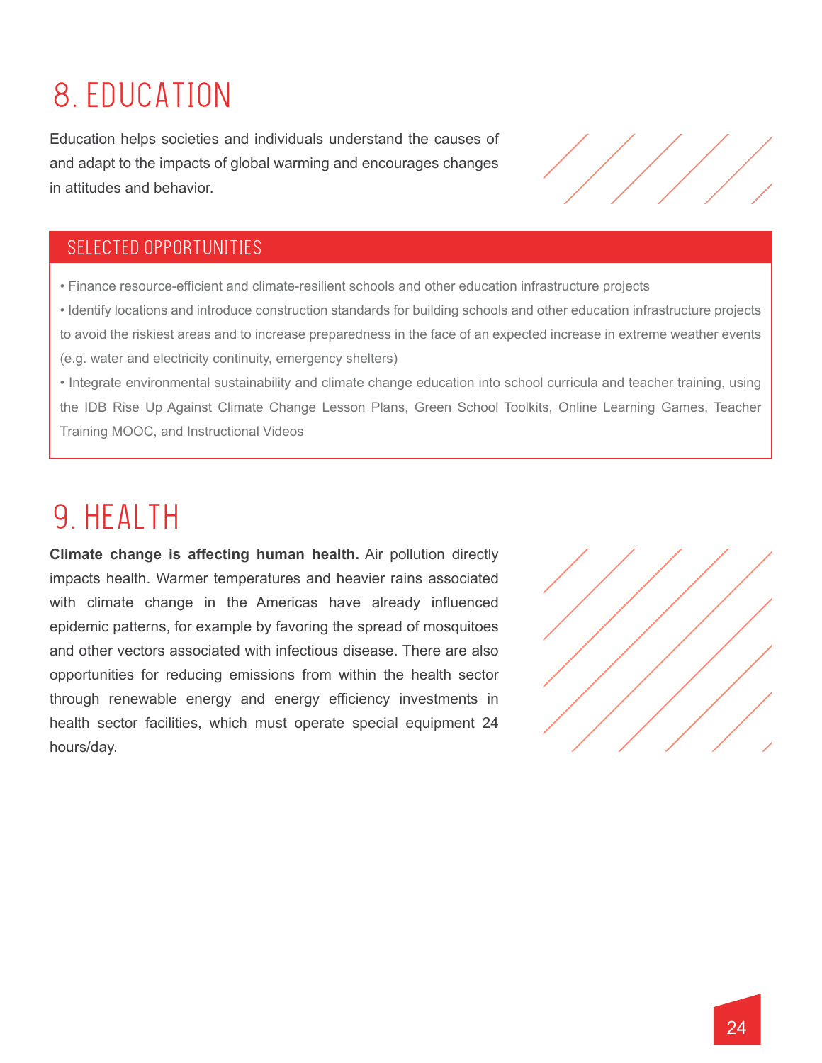# 8. EDUCATION

Education helps societies and individuals understand the causes of and adapt to the impacts of global warming and encourages changes in attitudes and behavior.

## SELECTED OPPORTUNITIES

- Finance resource-efficient and climate-resilient schools and other education infrastructure projects
- Identify locations and introduce construction standards for building schools and other education infrastructure projects to avoid the riskiest areas and to increase preparedness in the face of an expected increase in extreme weather events (e.g. water and electricity continuity, emergency shelters)
- Integrate environmental sustainability and climate change education into school curricula and teacher training, using the IDB Rise Up Against Climate Change Lesson Plans, Green School Toolkits, Online Learning Games, Teacher Training MOOC, and Instructional Videos

# 9. HEALTH

**Climate change is affecting human health.** Air pollution directly impacts health. Warmer temperatures and heavier rains associated with climate change in the Americas have already influenced epidemic patterns, for example by favoring the spread of mosquitoes and other vectors associated with infectious disease. There are also opportunities for reducing emissions from within the health sector through renewable energy and energy efficiency investments in health sector facilities, which must operate special equipment 24 hours/day.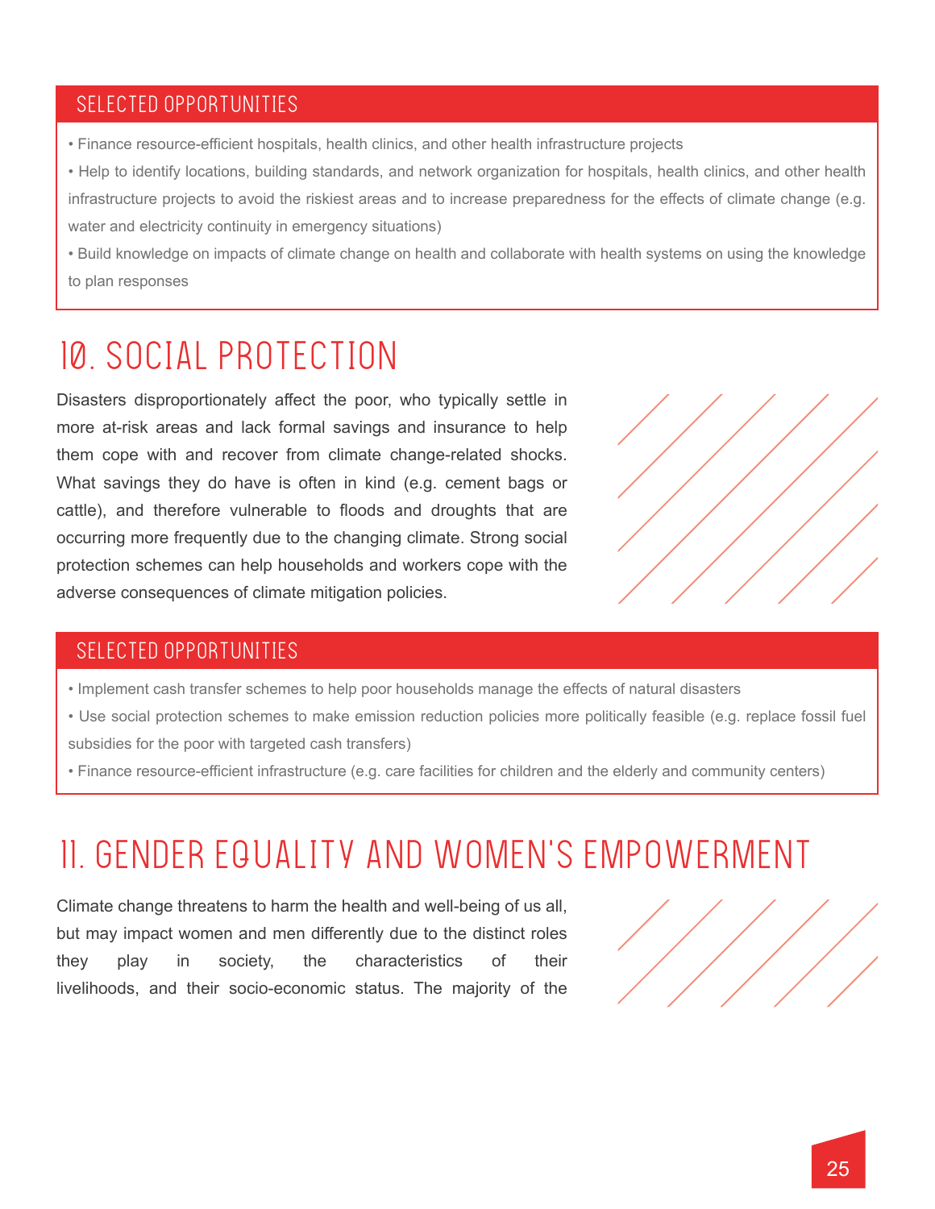### SELECTED OPPORTUNITIES

- Finance resource-efficient hospitals, health clinics, and other health infrastructure projects
- Help to identify locations, building standards, and network organization for hospitals, health clinics, and other health infrastructure projects to avoid the riskiest areas and to increase preparedness for the effects of climate change (e.g. water and electricity continuity in emergency situations)
- Build knowledge on impacts of climate change on health and collaborate with health systems on using the knowledge to plan responses

## 10. SOCIAL PROTECTION

Disasters disproportionately affect the poor, who typically settle in more at-risk areas and lack formal savings and insurance to help them cope with and recover from climate change-related shocks. What savings they do have is often in kind (e.g. cement bags or cattle), and therefore vulnerable to floods and droughts that are occurring more frequently due to the changing climate. Strong social protection schemes can help households and workers cope with the adverse consequences of climate mitigation policies.

### SELECTED OPPORTUNITIES

- Implement cash transfer schemes to help poor households manage the effects of natural disasters
- Use social protection schemes to make emission reduction policies more politically feasible (e.g. replace fossil fuel subsidies for the poor with targeted cash transfers)
- Finance resource-efficient infrastructure (e.g. care facilities for children and the elderly and community centers)

## 11. GENDER EQUALITY AND WOMEN'S EMPOWERMENT

Climate change threatens to harm the health and well-being of us all, but may impact women and men differently due to the distinct roles they play in society, the characteristics of their livelihoods, and their socio-economic status. The majority of the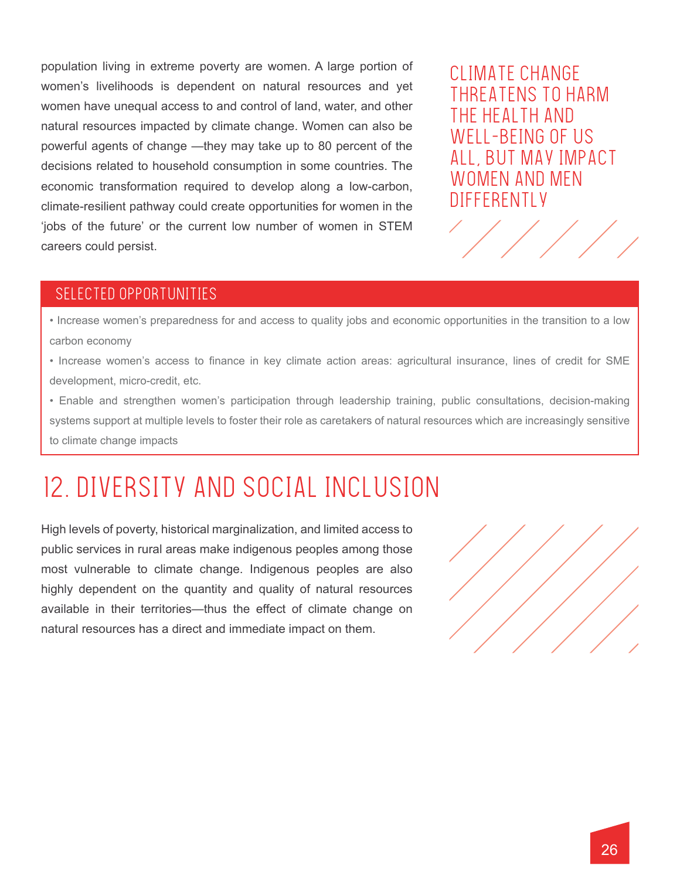population living in extreme poverty are women. A large portion of women's livelihoods is dependent on natural resources and yet women have unequal access to and control of land, water, and other natural resources impacted by climate change. Women can also be powerful agents of change —they may take up to 80 percent of the decisions related to household consumption in some countries. The economic transformation required to develop along a low-carbon, climate-resilient pathway could create opportunities for women in the 'jobs of the future' or the current low number of women in STEM careers could persist.

> CLIMATE CHANGE THREATENS TO HARM THE HEALTH AND WELL-BEING OF US ALL, BUT MAY IMPACT WOMEN AND MEN DIFFERENTLY

### SELECTED OPPORTUNITIES

- Increase women's preparedness for and access to quality jobs and economic opportunities in the transition to a low carbon economy
- Increase women's access to finance in key climate action areas: agricultural insurance, lines of credit for SME development, micro-credit, etc.
- Enable and strengthen women's participation through leadership training, public consultations, decision-making systems support at multiple levels to foster their role as caretakers of natural resources which are increasingly sensitive to climate change impacts

## 12. DIVERSITY AND SOCIAL INCLUSION

High levels of poverty, historical marginalization, and limited access to public services in rural areas make indigenous peoples among those most vulnerable to climate change. Indigenous peoples are also highly dependent on the quantity and quality of natural resources available in their territories—thus the effect of climate change on natural resources has a direct and immediate impact on them.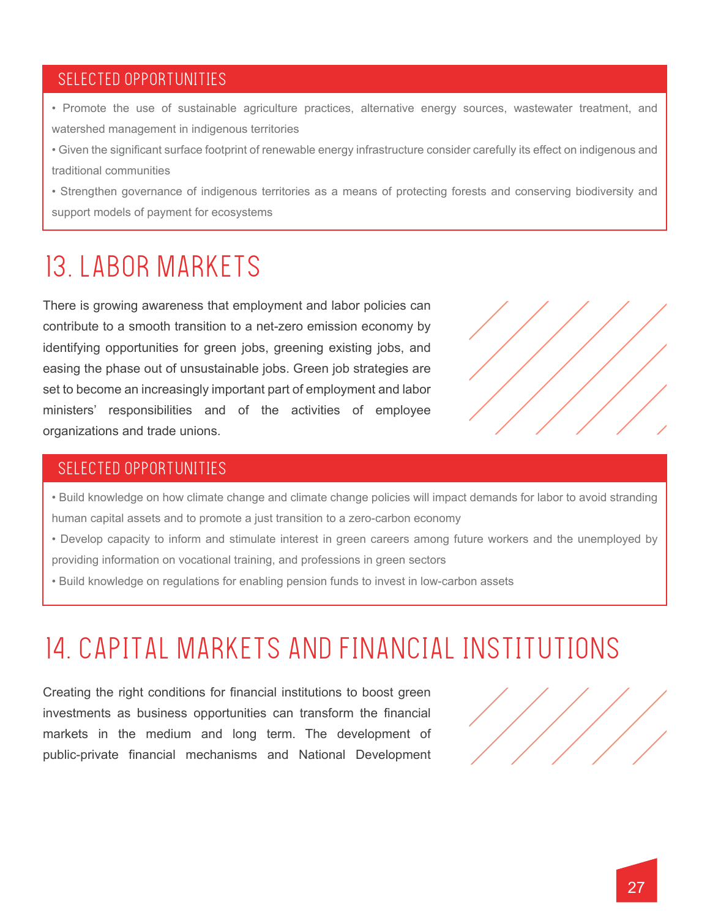#### SELECTED OPPORTUNITIES

- Promote the use of sustainable agriculture practices, alternative energy sources, wastewater treatment, and watershed management in indigenous territories
- Given the significant surface footprint of renewable energy infrastructure consider carefully its effect on indigenous and traditional communities
- Strengthen governance of indigenous territories as a means of protecting forests and conserving biodiversity and support models of payment for ecosystems

## 13. LABOR MARKETS

There is growing awareness that employment and labor policies can contribute to a smooth transition to a net-zero emission economy by identifying opportunities for green jobs, greening existing jobs, and easing the phase out of unsustainable jobs. Green job strategies are set to become an increasingly important part of employment and labor ministers' responsibilities and of the activities of employee organizations and trade unions.

#### SELECTED OPPORTUNITIES

- Build knowledge on how climate change and climate change policies will impact demands for labor to avoid stranding human capital assets and to promote a just transition to a zero-carbon economy
- Develop capacity to inform and stimulate interest in green careers among future workers and the unemployed by providing information on vocational training, and professions in green sectors
- Build knowledge on regulations for enabling pension funds to invest in low-carbon assets

## 14. CAPITAL MARKETS AND FINANCIAL INSTITUTIONS

Creating the right conditions for financial institutions to boost green investments as business opportunities can transform the financial markets in the medium and long term. The development of public-private financial mechanisms and National Development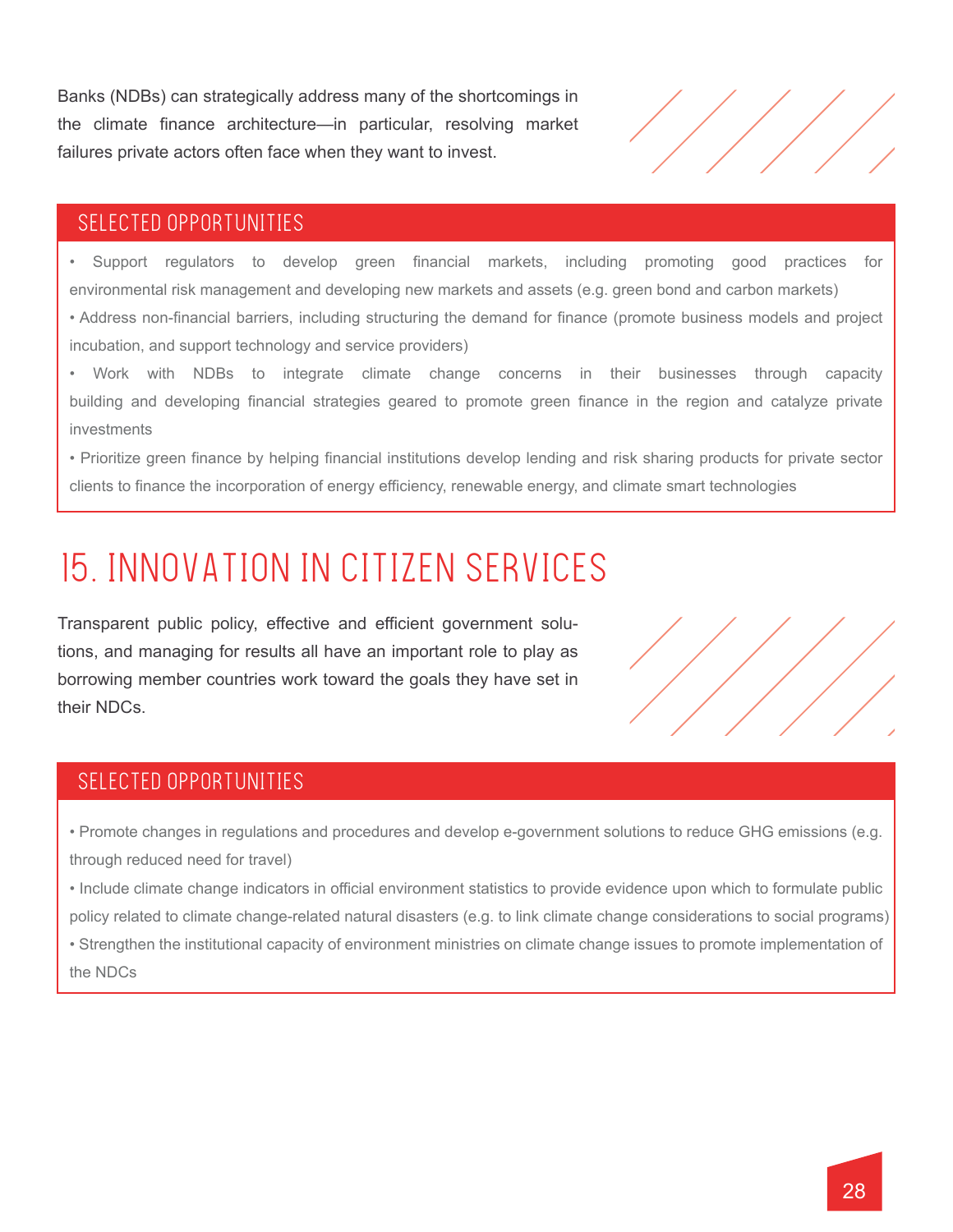Banks (NDBs) can strategically address many of the shortcomings in the climate finance architecture—in particular, resolving market failures private actors often face when they want to invest.

### SELECTED OPPORTUNITIES

- Support regulators to develop green financial markets, including promoting good practices for environmental risk management and developing new markets and assets (e.g. green bond and carbon markets)
- Address non-financial barriers, including structuring the demand for finance (promote business models and project incubation, and support technology and service providers)
- Work with NDBs to integrate climate change concerns in their businesses through capacity building and developing financial strategies geared to promote green finance in the region and catalyze private investments
- Prioritize green finance by helping financial institutions develop lending and risk sharing products for private sector clients to finance the incorporation of energy efficiency, renewable energy, and climate smart technologies

## 15. INNOVATION IN CITIZEN SERVICES

Transparent public policy, effective and efficient government solutions, and managing for results all have an important role to play as borrowing member countries work toward the goals they have set in their NDCs.

### SELECTED OPPORTUNITIES

- Promote changes in regulations and procedures and develop e-government solutions to reduce GHG emissions (e.g. through reduced need for travel)
- Include climate change indicators in official environment statistics to provide evidence upon which to formulate public policy related to climate change-related natural disasters (e.g. to link climate change considerations to social programs)
- Strengthen the institutional capacity of environment ministries on climate change issues to promote implementation of the NDCs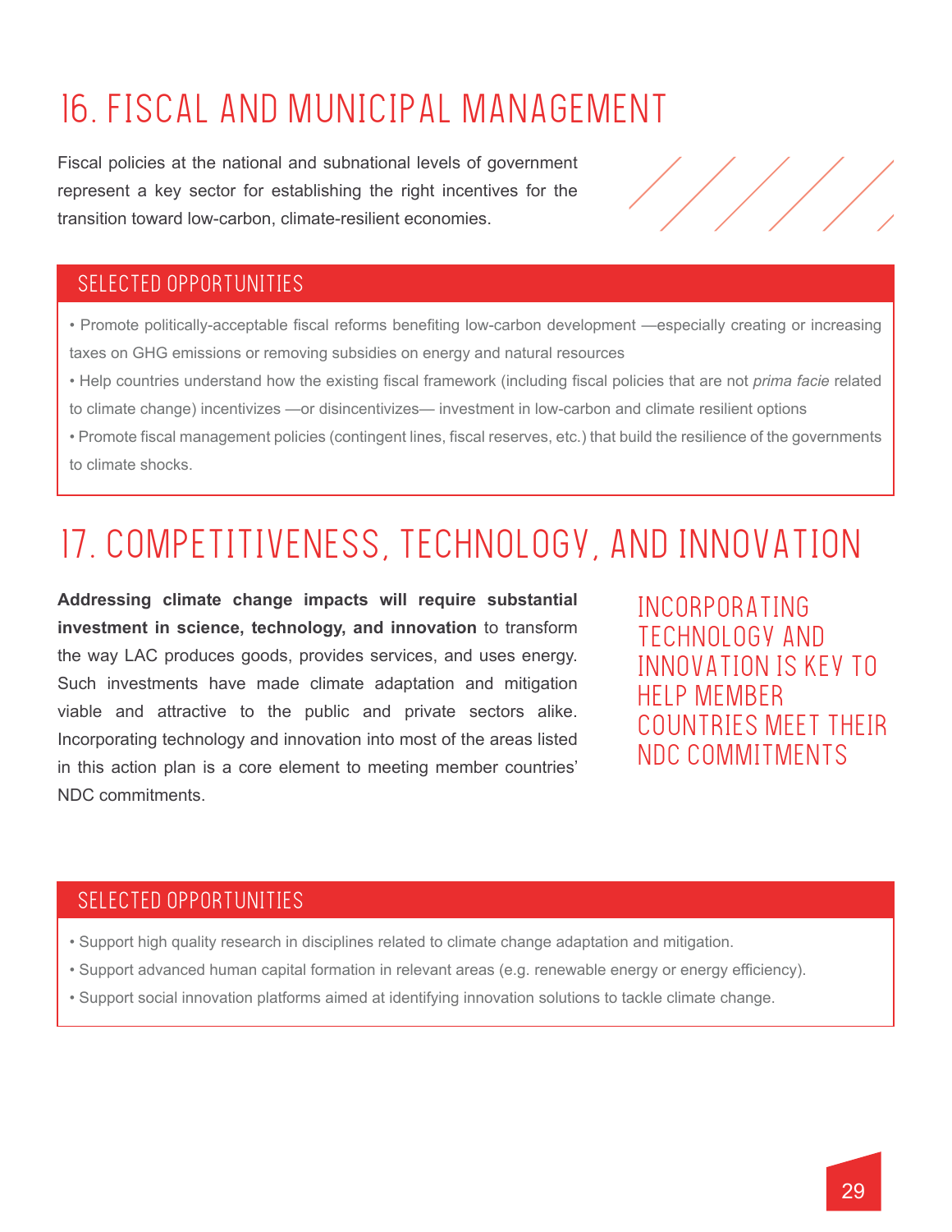# 16. FISCAL AND MUNICIPAL MANAGEMENT

Fiscal policies at the national and subnational levels of government represent a key sector for establishing the right incentives for the transition toward low-carbon, climate-resilient economies.

## SELECTED OPPORTUNITIES

- Promote politically-acceptable fiscal reforms benefiting low-carbon development —especially creating or increasing taxes on GHG emissions or removing subsidies on energy and natural resources
- Help countries understand how the existing fiscal framework (including fiscal policies that are not *prima facie* related to climate change) incentivizes —or disincentivizes— investment in low-carbon and climate resilient options
- Promote fiscal management policies (contingent lines, fiscal reserves, etc.) that build the resilience of the governments to climate shocks.

# 17. COMPETITIVENESS, TECHNOLOGY, AND INNOVATION

**Addressing climate change impacts will require substantial investment in science, technology, and innovation** to transform the way LAC produces goods, provides services, and uses energy. Such investments have made climate adaptation and mitigation viable and attractive to the public and private sectors alike. Incorporating technology and innovation into most of the areas listed in this action plan is a core element to meeting member countries' NDC commitments.

INCORPORATING TECHNOLOGY AND INNOVATION IS KEY TO HELP MEMBER COUNTRIES MEET THEIR NDC COMMITMENTS

## SELECTED OPPORTUNITIES

- Support high quality research in disciplines related to climate change adaptation and mitigation.
- Support advanced human capital formation in relevant areas (e.g. renewable energy or energy efficiency).
- Support social innovation platforms aimed at identifying innovation solutions to tackle climate change.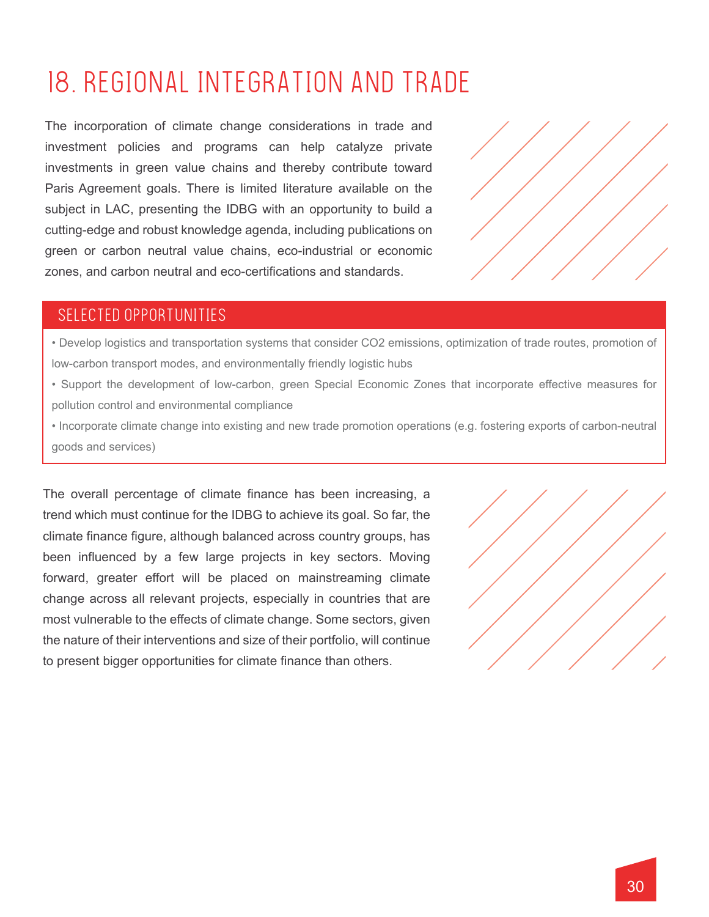# 18. REGIONAL INTEGRATION AND TRADE

The incorporation of climate change considerations in trade and investment policies and programs can help catalyze private investments in green value chains and thereby contribute toward Paris Agreement goals. There is limited literature available on the subject in LAC, presenting the IDBG with an opportunity to build a cutting-edge and robust knowledge agenda, including publications on green or carbon neutral value chains, eco-industrial or economic zones, and carbon neutral and eco-certifications and standards.

## SELECTED OPPORTUNITIES

- Develop logistics and transportation systems that consider $CO_2$ emissions, optimization of trade routes, promotion of low-carbon transport modes, and environmentally friendly logistic hubs
- Support the development of low-carbon, green Special Economic Zones that incorporate effective measures for pollution control and environmental compliance
- Incorporate climate change into existing and new trade promotion operations (e.g. fostering exports of carbon-neutral goods and services)

The overall percentage of climate finance has been increasing, a trend which must continue for the IDBG to achieve its goal. So far, the climate finance figure, although balanced across country groups, has been influenced by a few large projects in key sectors. Moving forward, greater effort will be placed on mainstreaming climate change across all relevant projects, especially in countries that are most vulnerable to the effects of climate change. Some sectors, given the nature of their interventions and size of their portfolio, will continue to present bigger opportunities for climate finance than others.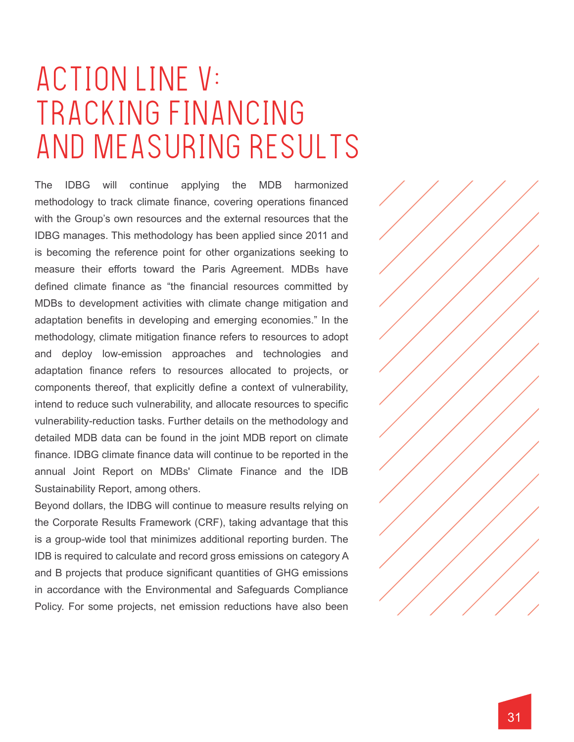# ACTION LINE V: TRACKING FINANCING AND MEASURING RESULTS

The IDBG will continue applying the MDB harmonized methodology to track climate finance, covering operations financed with the Group's own resources and the external resources that the IDBG manages. This methodology has been applied since 2011 and is becoming the reference point for other organizations seeking to measure their efforts toward the Paris Agreement. MDBs have defined climate finance as "the financial resources committed by MDBs to development activities with climate change mitigation and adaptation benefits in developing and emerging economies." In the methodology, climate mitigation finance refers to resources to adopt and deploy low-emission approaches and technologies and adaptation finance refers to resources allocated to projects, or components thereof, that explicitly define a context of vulnerability, intend to reduce such vulnerability, and allocate resources to specific vulnerability-reduction tasks. Further details on the methodology and detailed MDB data can be found in the joint MDB report on climate finance. IDBG climate finance data will continue to be reported in the annual Joint Report on MDBs' Climate Finance and the IDB Sustainability Report, among others.

Beyond dollars, the IDBG will continue to measure results relying on the Corporate Results Framework (CRF), taking advantage that this is a group-wide tool that minimizes additional reporting burden. The IDB is required to calculate and record gross emissions on category A and B projects that produce significant quantities of GHG emissions in accordance with the Environmental and Safeguards Compliance Policy. For some projects, net emission reductions have also been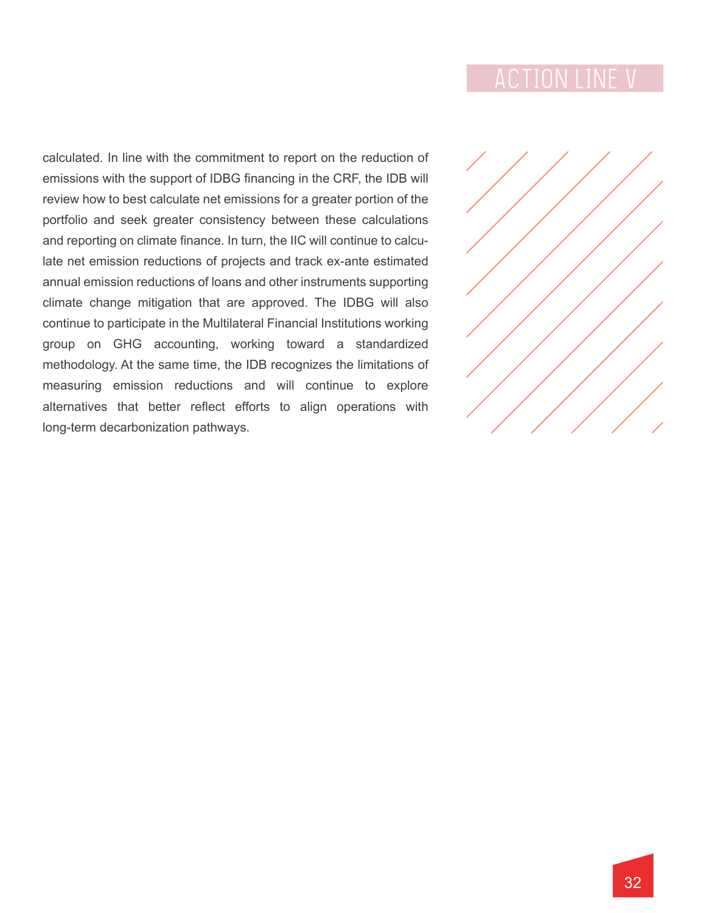calculated. In line with the commitment to report on the reduction of emissions with the support of IDBG financing in the CRF, the IDB will review how to best calculate net emissions for a greater portion of the portfolio and seek greater consistency between these calculations and reporting on climate finance. In turn, the IIC will continue to calculate net emission reductions of projects and track ex-ante estimated annual emission reductions of loans and other instruments supporting climate change mitigation that are approved. The IDBG will also continue to participate in the Multilateral Financial Institutions working group on GHG accounting, working toward a standardized methodology. At the same time, the IDB recognizes the limitations of measuring emission reductions and will continue to explore alternatives that better reflect efforts to align operations with long-term decarbonization pathways.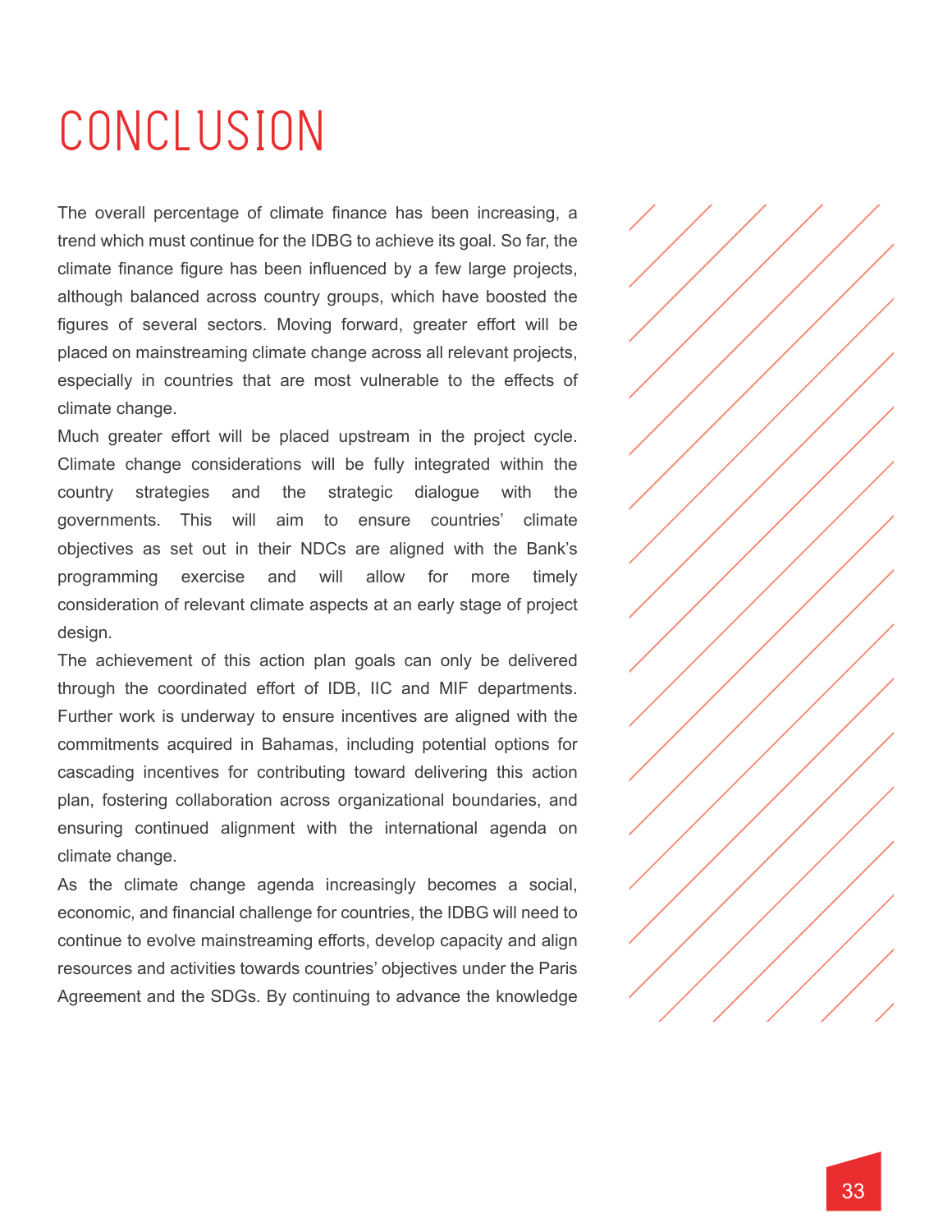# CONCLUSION

The overall percentage of climate finance has been increasing, a trend which must continue for the IDBG to achieve its goal. So far, the climate finance figure has been influenced by a few large projects, although balanced across country groups, which have boosted the figures of several sectors. Moving forward, greater effort will be placed on mainstreaming climate change across all relevant projects, especially in countries that are most vulnerable to the effects of climate change.

Much greater effort will be placed upstream in the project cycle. Climate change considerations will be fully integrated within the country strategies and the strategic dialogue with the governments. This will aim to ensure countries' climate objectives as set out in their NDCs are aligned with the Bank's programming exercise and will allow for more timely consideration of relevant climate aspects at an early stage of project design.

The achievement of this action plan goals can only be delivered through the coordinated effort of IDB, IIC and MIF departments. Further work is underway to ensure incentives are aligned with the commitments acquired in Bahamas, including potential options for cascading incentives for contributing toward delivering this action plan, fostering collaboration across organizational boundaries, and ensuring continued alignment with the international agenda on climate change.

As the climate change agenda increasingly becomes a social, economic, and financial challenge for countries, the IDBG will need to continue to evolve mainstreaming efforts, develop capacity and align resources and activities towards countries' objectives under the Paris Agreement and the SDGs. By continuing to advance the knowledge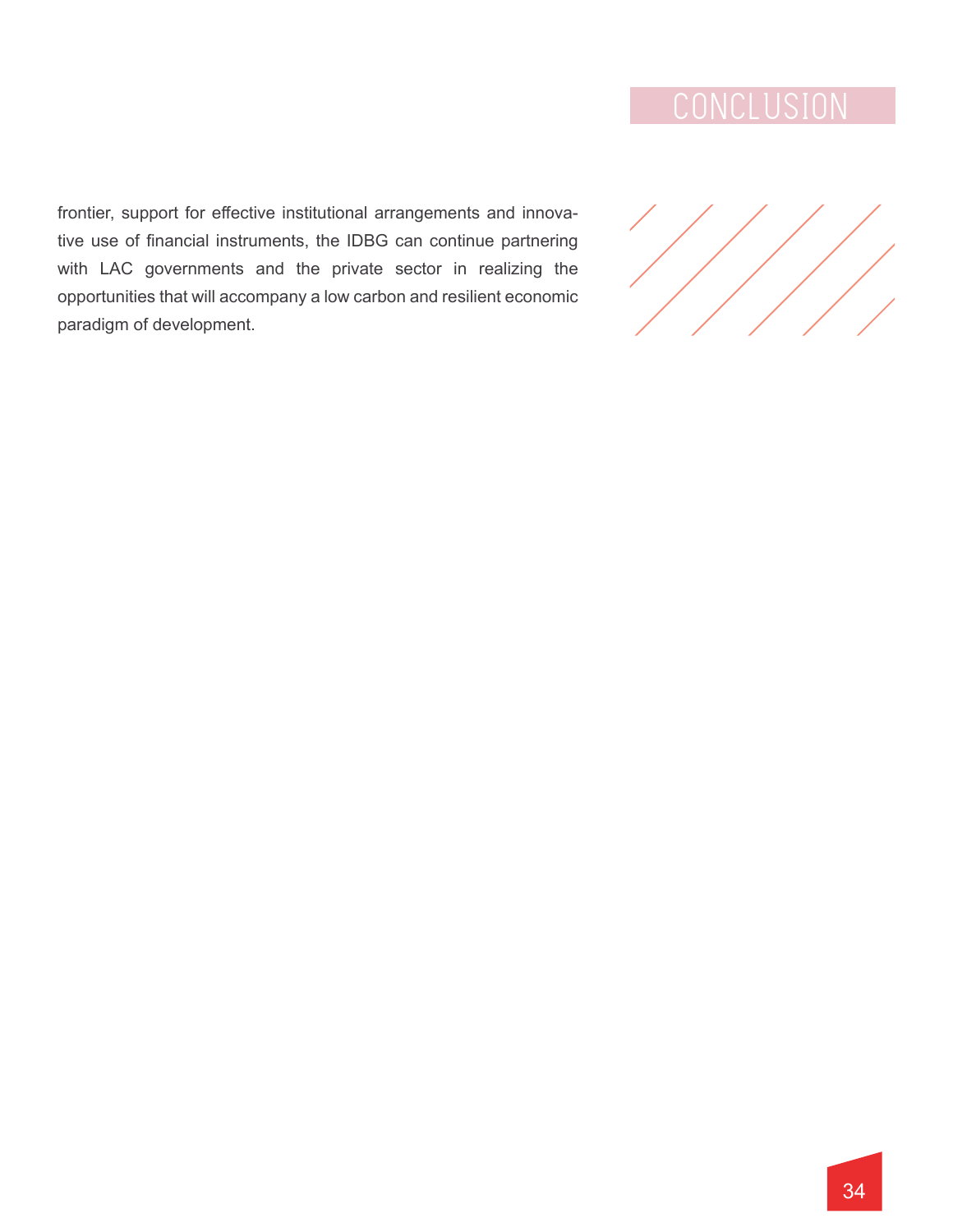frontier, support for effective institutional arrangements and innovative use of financial instruments, the IDBG can continue partnering with LAC governments and the private sector in realizing the opportunities that will accompany a low carbon and resilient economic paradigm of development.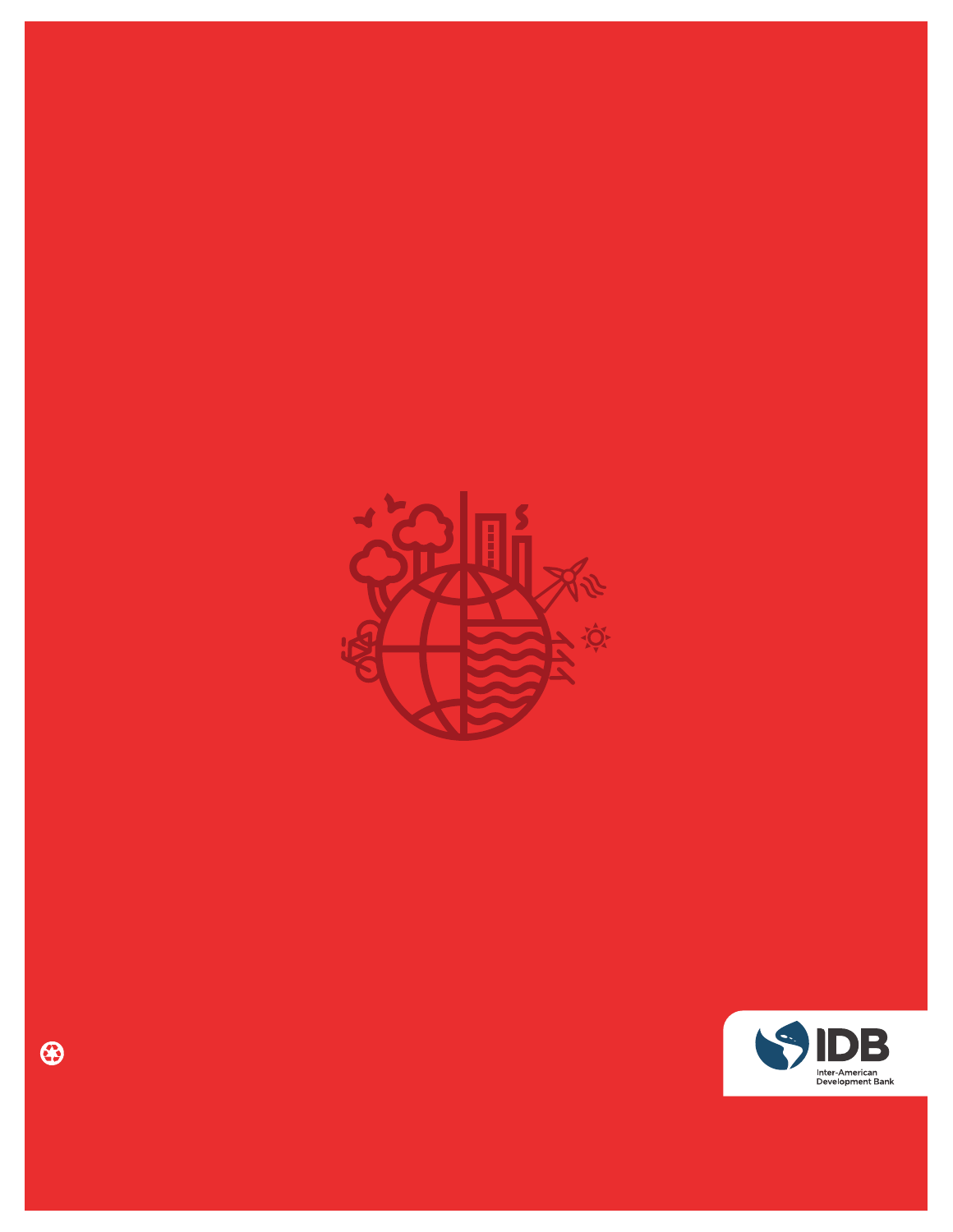IDB

Inter-American Development Bank